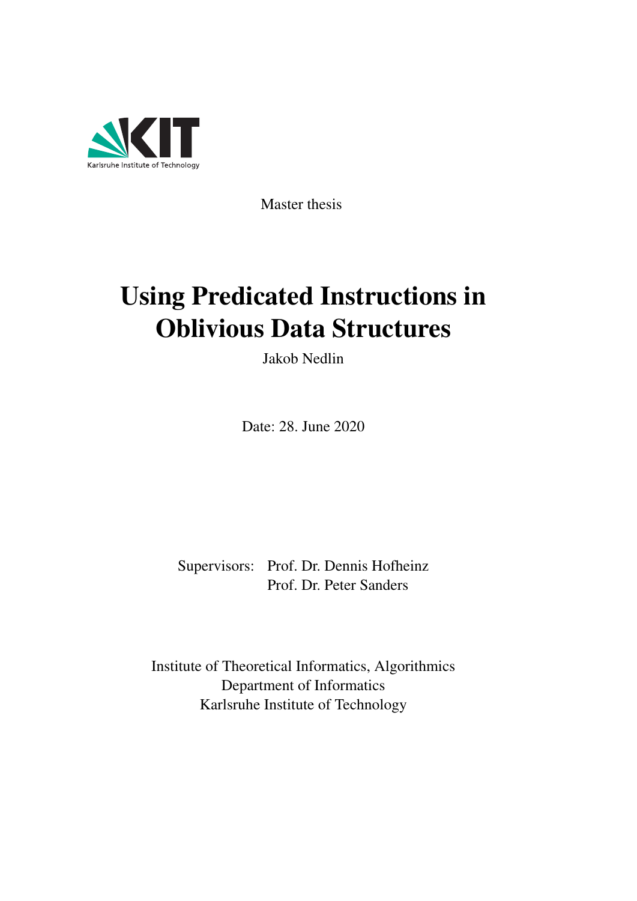Karlsruhe Institute of Technology

Master thesis

# Using Predicated Instructions in Oblivious Data Structures

Jakob Nedlin

Date: 28. June 2020

Supervisors: Prof. Dr. Dennis Hofheinz
Prof. Dr. Peter Sanders

Institute of Theoretical Informatics, Algorithmics
Department of Informatics
Karlsruhe Institute of Technology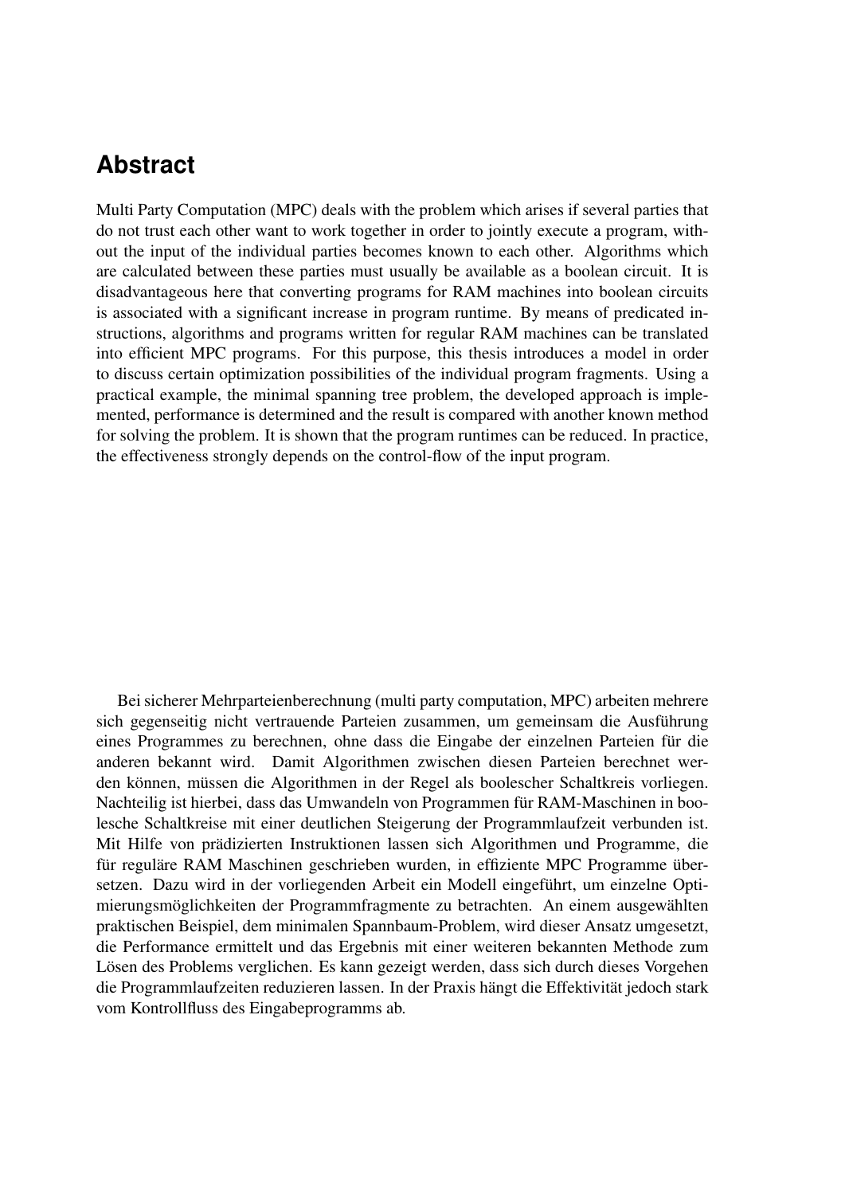## Abstract

Multi Party Computation (MPC) deals with the problem which arises if several parties that do not trust each other want to work together in order to jointly execute a program, without the input of the individual parties becomes known to each other. Algorithms which are calculated between these parties must usually be available as a boolean circuit. It is disadvantageous here that converting programs for RAM machines into boolean circuits is associated with a significant increase in program runtime. By means of predicated instructions, algorithms and programs written for regular RAM machines can be translated into efficient MPC programs. For this purpose, this thesis introduces a model in order to discuss certain optimization possibilities of the individual program fragments. Using a practical example, the minimal spanning tree problem, the developed approach is implemented, performance is determined and the result is compared with another known method for solving the problem. It is shown that the program runtimes can be reduced. In practice, the effectiveness strongly depends on the control-flow of the input program.

Bei sicherer Mehrparteienberechnung (multi party computation, MPC) arbeiten mehrere sich gegenseitig nicht vertrauende Parteien zusammen, um gemeinsam die Ausführung eines Programmes zu berechnen, ohne dass die Eingabe der einzelnen Parteien für die anderen bekannt wird. Damit Algorithmen zwischen diesen Parteien berechnet werden können, müssen die Algorithmen in der Regel als boolescher Schaltkreis vorliegen. Nachteilig ist hierbei, dass das Umwandeln von Programmen für RAM-Maschinen in boolesche Schaltkreise mit einer deutlichen Steigerung der Programmlaufzeit verbunden ist. Mit Hilfe von prädizierten Instruktionen lassen sich Algorithmen und Programme, die für reguläre RAM Maschinen geschrieben wurden, in effiziente MPC Programme übersetzen. Dazu wird in der vorliegenden Arbeit ein Modell eingeführt, um einzelne Optimierungsmöglichkeiten der Programmfragmente zu betrachten. An einem ausgewählten praktischen Beispiel, dem minimalen Spannbaum-Problem, wird dieser Ansatz umgesetzt, die Performance ermittelt und das Ergebnis mit einer weiteren bekannten Methode zum Lösen des Problems verglichen. Es kann gezeigt werden, dass sich durch dieses Vorgehen die Programmlaufzeiten reduzieren lassen. In der Praxis hängt die Effektivität jedoch stark vom Kontrollfluss des Eingabeprogramms ab.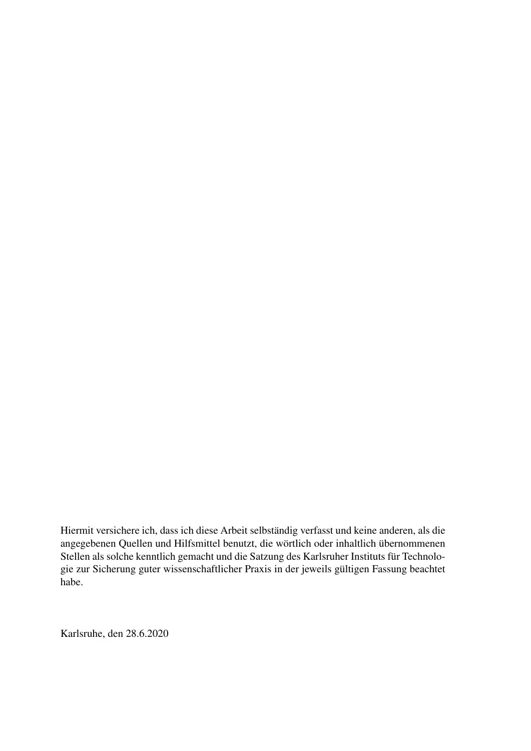Hiermit versichere ich, dass ich diese Arbeit selbständig verfasst und keine anderen, als die angegebenen Quellen und Hilfsmittel benutzt, die wörtlich oder inhaltlich übernommenen Stellen als solche kenntlich gemacht und die Satzung des Karlsruher Instituts für Technologie zur Sicherung guter wissenschaftlicher Praxis in der jeweils gültigen Fassung beachtet habe.

Karlsruhe, den 28.6.2020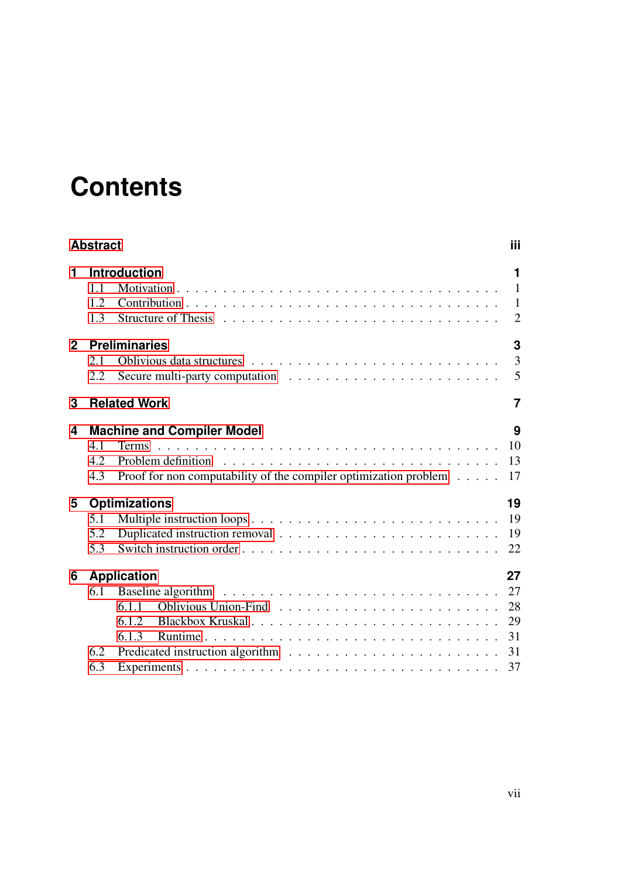# Contents

**Abstract** iii

**1 Introduction** 1

- 1.1 Motivation . . . 1
- 1.2 Contribution . . . 1
- 1.3 Structure of Thesis . . . 2

**2 Preliminaries** 3

- 2.1 Oblivious data structures . . . 3
- 2.2 Secure multi-party computation . . . 5

**3 Related Work** 7

**4 Machine and Compiler Model** 9

- 4.1 Terms . . . 10
- 4.2 Problem definition . . . 13
- 4.3 Proof for non computability of the compiler optimization problem . . . 17

**5 Optimizations** 19

- 5.1 Multiple instruction loops . . . 19
- 5.2 Duplicated instruction removal . . . 19
- 5.3 Switch instruction order . . . 22

**6 Application** 27

- 6.1 Baseline algorithm . . . 27
  - 6.1.1 Oblivious Union-Find . . . 28
  - 6.1.2 Blackbox Kruskal . . . 29
  - 6.1.3 Runtime . . . 31
- 6.2 Predicated instruction algorithm . . . 31
- 6.3 Experiments . . . 37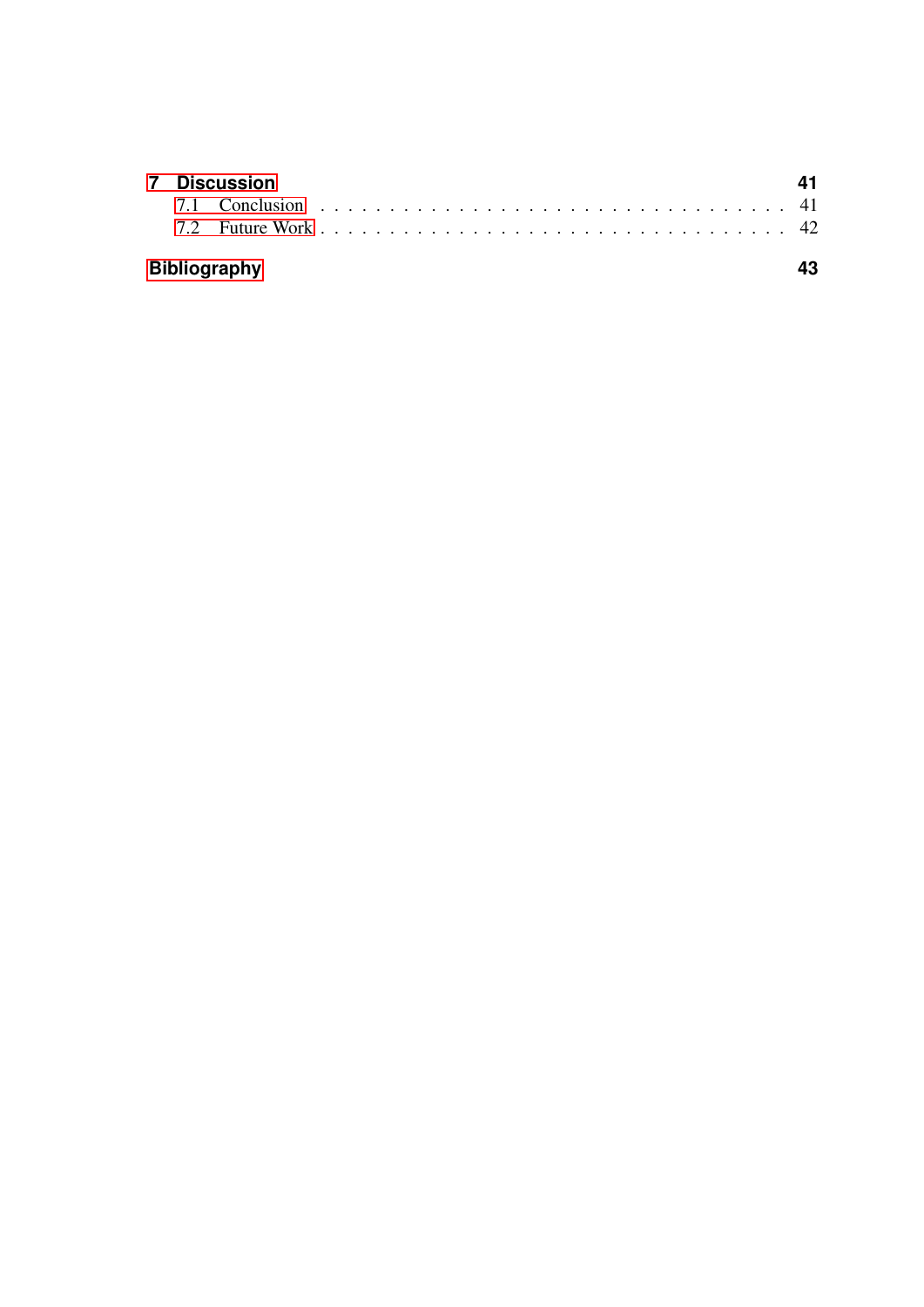**7 Discussion** **41**

- 7.1 Conclusion . . . . . . . . . . . . . . . . . . . . . . . . . . . . . 41
- 7.2 Future Work . . . . . . . . . . . . . . . . . . . . . . . . . . . . . 42

**Bibliography** **43**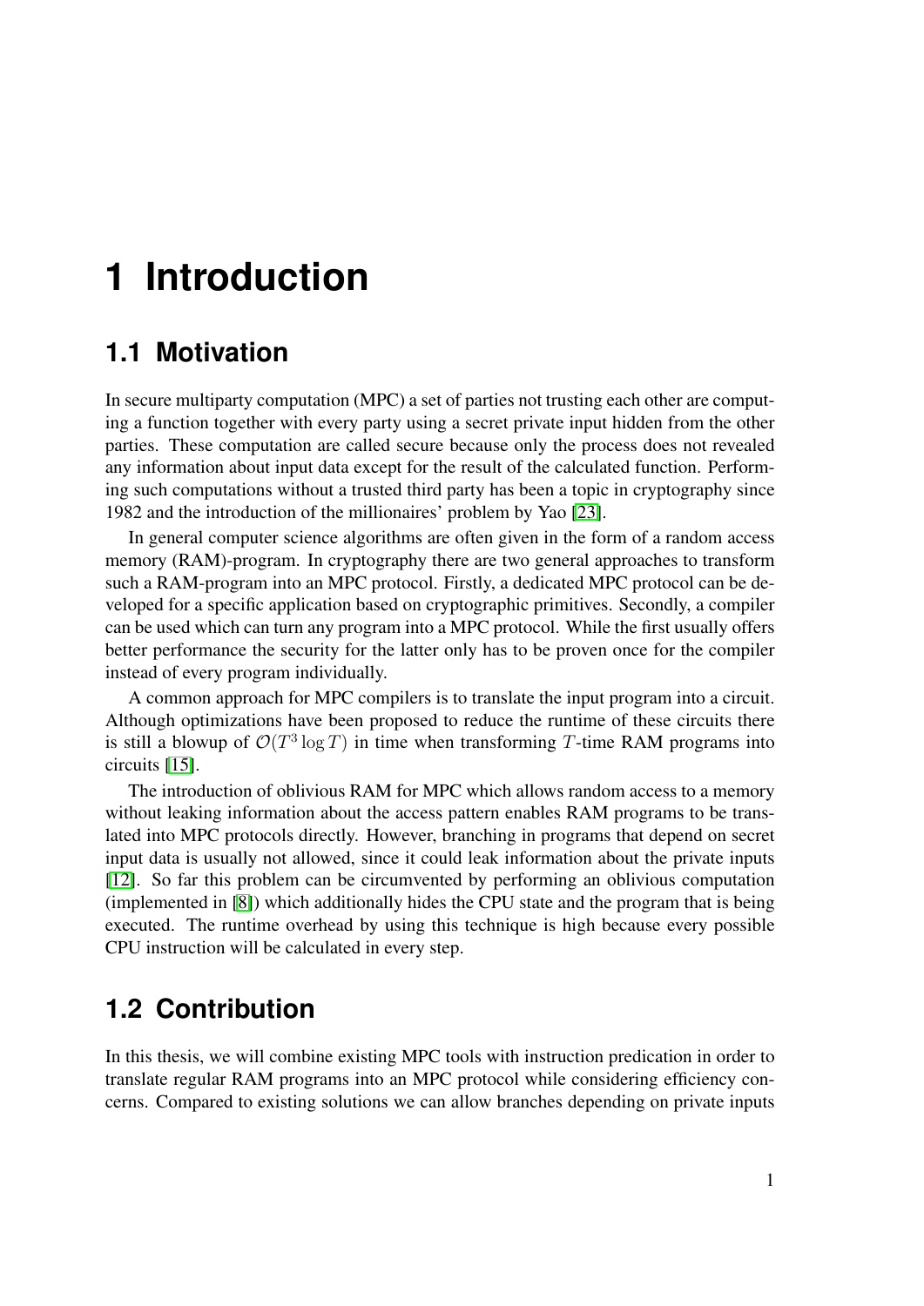# 1 Introduction

## 1.1 Motivation

In secure multiparty computation (MPC) a set of parties not trusting each other are computing a function together with every party using a secret private input hidden from the other parties. These computation are called secure because only the process does not revealed any information about input data except for the result of the calculated function. Performing such computations without a trusted third party has been a topic in cryptography since 1982 and the introduction of the millionaires' problem by Yao [23].

In general computer science algorithms are often given in the form of a random access memory (RAM)-program. In cryptography there are two general approaches to transform such a RAM-program into an MPC protocol. Firstly, a dedicated MPC protocol can be developed for a specific application based on cryptographic primitives. Secondly, a compiler can be used which can turn any program into a MPC protocol. While the first usually offers better performance the security for the latter only has to be proven once for the compiler instead of every program individually.

A common approach for MPC compilers is to translate the input program into a circuit. Although optimizations have been proposed to reduce the runtime of these circuits there is still a blowup of $\mathcal{O}(T^3 \log T)$ in time when transforming $T$-time RAM programs into circuits [15].

The introduction of oblivious RAM for MPC which allows random access to a memory without leaking information about the access pattern enables RAM programs to be translated into MPC protocols directly. However, branching in programs that depend on secret input data is usually not allowed, since it could leak information about the private inputs [12]. So far this problem can be circumvented by performing an oblivious computation (implemented in [8]) which additionally hides the CPU state and the program that is being executed. The runtime overhead by using this technique is high because every possible CPU instruction will be calculated in every step.

## 1.2 Contribution

In this thesis, we will combine existing MPC tools with instruction predication in order to translate regular RAM programs into an MPC protocol while considering efficiency concerns. Compared to existing solutions we can allow branches depending on private inputs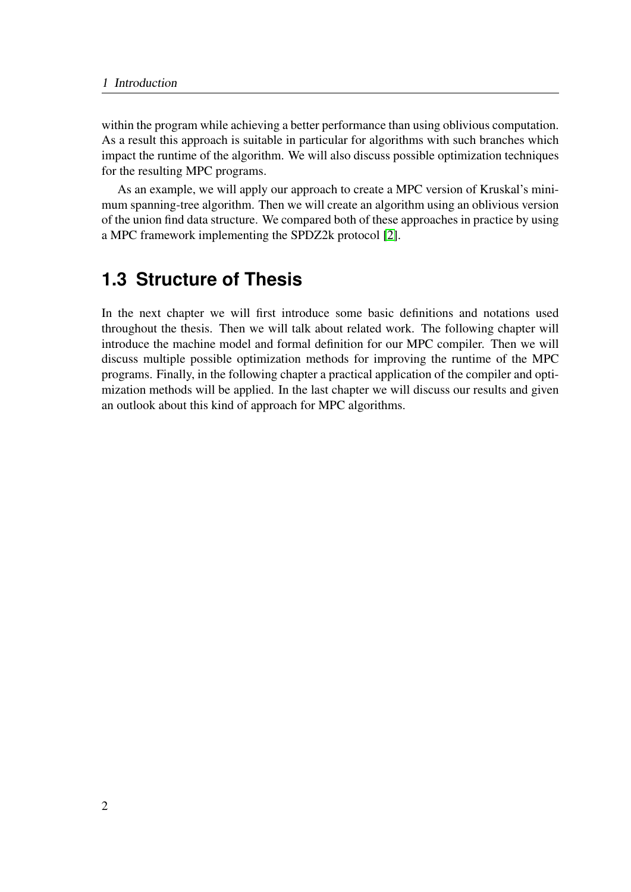within the program while achieving a better performance than using oblivious computation. As a result this approach is suitable in particular for algorithms with such branches which impact the runtime of the algorithm. We will also discuss possible optimization techniques for the resulting MPC programs.

As an example, we will apply our approach to create a MPC version of Kruskal's minimum spanning-tree algorithm. Then we will create an algorithm using an oblivious version of the union find data structure. We compared both of these approaches in practice by using a MPC framework implementing the SPDZ2k protocol [2].

## 1.3 Structure of Thesis

In the next chapter we will first introduce some basic definitions and notations used throughout the thesis. Then we will talk about related work. The following chapter will introduce the machine model and formal definition for our MPC compiler. Then we will discuss multiple possible optimization methods for improving the runtime of the MPC programs. Finally, in the following chapter a practical application of the compiler and optimization methods will be applied. In the last chapter we will discuss our results and given an outlook about this kind of approach for MPC algorithms.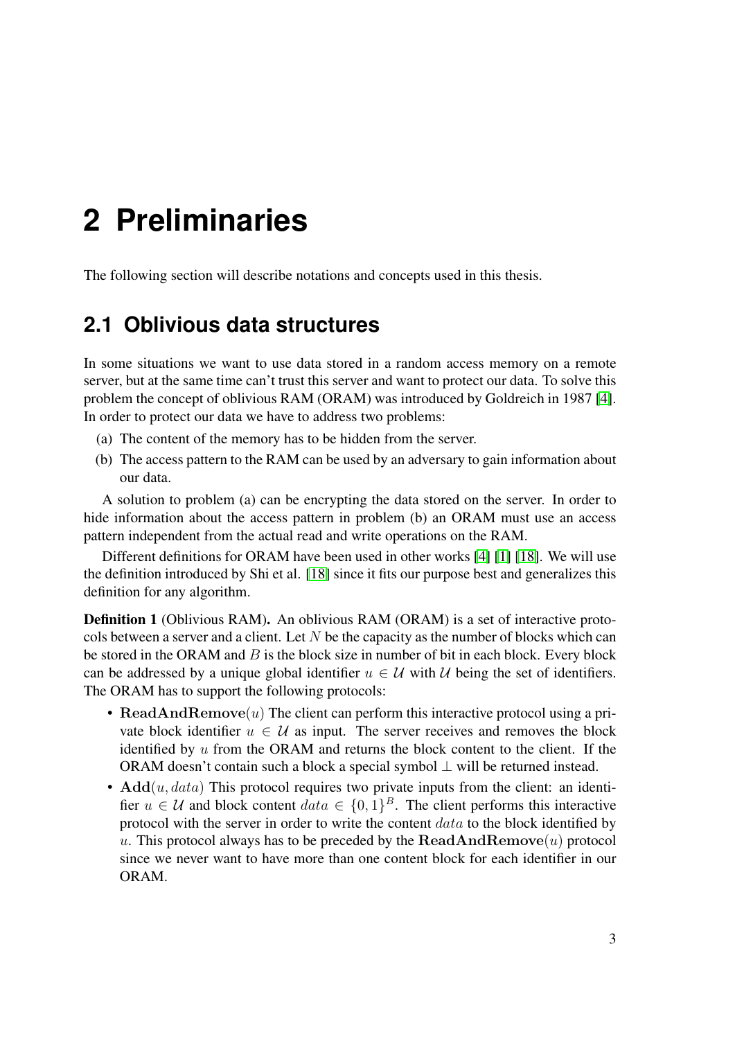# 2 Preliminaries

The following section will describe notations and concepts used in this thesis.

## 2.1 Oblivious data structures

In some situations we want to use data stored in a random access memory on a remote server, but at the same time can't trust this server and want to protect our data. To solve this problem the concept of oblivious RAM (ORAM) was introduced by Goldreich in 1987 [4]. In order to protect our data we have to address two problems:

(a) The content of the memory has to be hidden from the server.

(b) The access pattern to the RAM can be used by an adversary to gain information about our data.

A solution to problem (a) can be encrypting the data stored on the server. In order to hide information about the access pattern in problem (b) an ORAM must use an access pattern independent from the actual read and write operations on the RAM.

Different definitions for ORAM have been used in other works [4] [1] [18]. We will use the definition introduced by Shi et al. [18] since it fits our purpose best and generalizes this definition for any algorithm.

**Definition 1** (Oblivious RAM)**.** An oblivious RAM (ORAM) is a set of interactive protocols between a server and a client. Let $N$ be the capacity as the number of blocks which can be stored in the ORAM and $B$ is the block size in number of bit in each block. Every block can be addressed by a unique global identifier $u \in \mathcal{U}$ with $\mathcal{U}$ being the set of identifiers. The ORAM has to support the following protocols:

- $\mathbf{ReadAndRemove}(u)$ The client can perform this interactive protocol using a private block identifier $u \in \mathcal{U}$ as input. The server receives and removes the block identified by $u$ from the ORAM and returns the block content to the client. If the ORAM doesn't contain such a block a special symbol $\perp$ will be returned instead.
- $\mathbf{Add}(u, data)$ This protocol requires two private inputs from the client: an identifier $u \in \mathcal{U}$ and block content $data \in \{0,1\}^B$. The client performs this interactive protocol with the server in order to write the content $data$ to the block identified by $u$. This protocol always has to be preceded by the $\mathbf{ReadAndRemove}(u)$ protocol since we never want to have more than one content block for each identifier in our ORAM.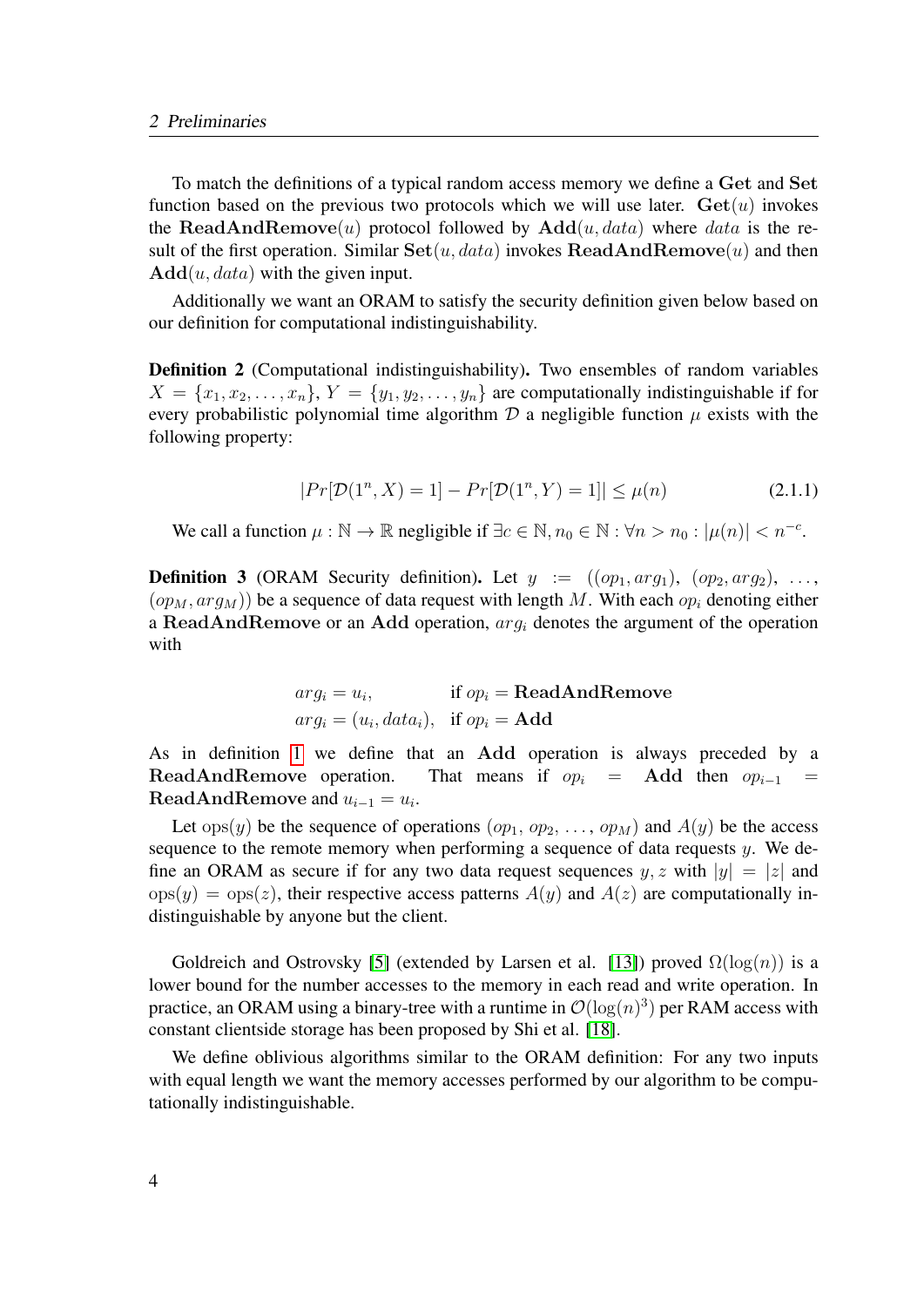To match the definitions of a typical random access memory we define a **Get** and **Set** function based on the previous two protocols which we will use later. **Get**$(u)$ invokes the **ReadAndRemove**$(u)$ protocol followed by **Add**$(u, data)$ where $data$ is the result of the first operation. Similar **Set**$(u, data)$ invokes **ReadAndRemove**$(u)$ and then **Add**$(u, data)$ with the given input.

Additionally we want an ORAM to satisfy the security definition given below based on our definition for computational indistinguishability.

**Definition 2** (Computational indistinguishability)**.** Two ensembles of random variables $X = \{x_1, x_2, \ldots, x_n\}$, $Y = \{y_1, y_2, \ldots, y_n\}$ are computationally indistinguishable if for every probabilistic polynomial time algorithm $\mathcal{D}$ a negligible function $\mu$ exists with the following property:

$$|Pr[\mathcal{D}(1^n, X) = 1] - Pr[\mathcal{D}(1^n, Y) = 1]| \leq \mu(n) \tag{2.1.1}$$

We call a function $\mu : \mathbb{N} \rightarrow \mathbb{R}$ negligible if $\exists c \in \mathbb{N}, n_0 \in \mathbb{N} : \forall n > n_0 : |\mu(n)| < n^{-c}$.

**Definition 3** (ORAM Security definition)**.** Let $y := ((op_1, arg_1), (op_2, arg_2), \ldots, (op_M, arg_M))$ be a sequence of data request with length $M$. With each $op_i$ denoting either a **ReadAndRemove** or an **Add** operation, $arg_i$ denotes the argument of the operation with

$$\begin{aligned} arg_i &= u_i, & &\text{if } op_i = \textbf{ReadAndRemove} \\ arg_i &= (u_i, data_i), & &\text{if } op_i = \textbf{Add} \end{aligned}$$

As in definition 1 we define that an **Add** operation is always preceded by a **ReadAndRemove** operation. That means if $op_i$ = **Add** then $op_{i-1}$ = **ReadAndRemove** and $u_{i-1} = u_i$.

Let $\text{ops}(y)$ be the sequence of operations $(op_1, op_2, \ldots, op_M)$ and $A(y)$ be the access sequence to the remote memory when performing a sequence of data requests $y$. We define an ORAM as secure if for any two data request sequences $y, z$ with $|y| = |z|$ and $\text{ops}(y) = \text{ops}(z)$, their respective access patterns $A(y)$ and $A(z)$ are computationally indistinguishable by anyone but the client.

Goldreich and Ostrovsky [5] (extended by Larsen et al. [13]) proved $\Omega(\log(n))$ is a lower bound for the number accesses to the memory in each read and write operation. In practice, an ORAM using a binary-tree with a runtime in $\mathcal{O}(\log(n)^3)$ per RAM access with constant clientside storage has been proposed by Shi et al. [18].

We define oblivious algorithms similar to the ORAM definition: For any two inputs with equal length we want the memory accesses performed by our algorithm to be computationally indistinguishable.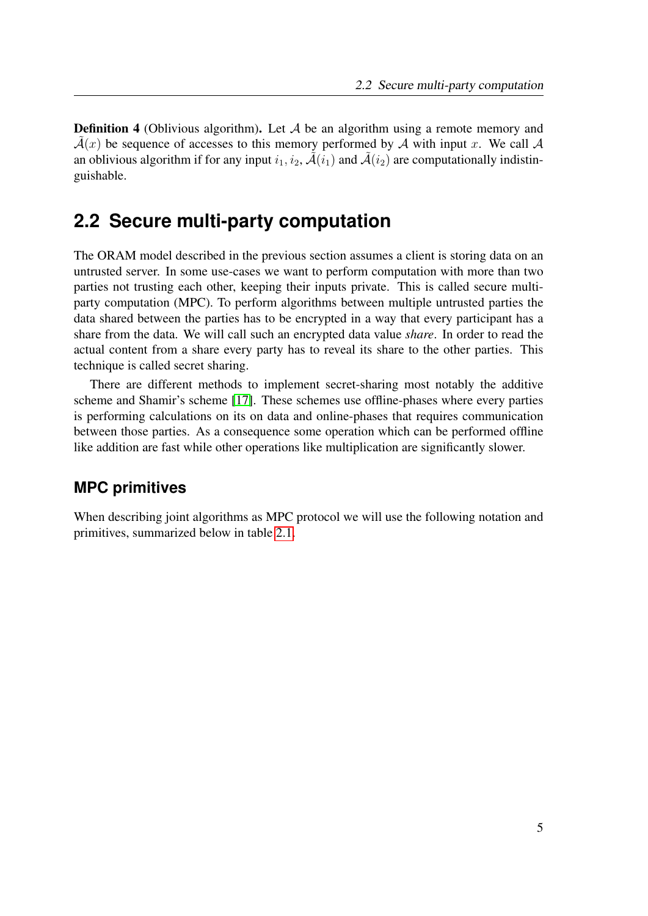**Definition 4** (Oblivious algorithm)**.** Let $\mathcal{A}$ be an algorithm using a remote memory and $\tilde{\mathcal{A}}(x)$ be sequence of accesses to this memory performed by $\mathcal{A}$ with input $x$. We call $\mathcal{A}$ an oblivious algorithm if for any input $i_1, i_2$, $\tilde{\mathcal{A}}(i_1)$ and $\tilde{\mathcal{A}}(i_2)$ are computationally indistinguishable.

## 2.2 Secure multi-party computation

The ORAM model described in the previous section assumes a client is storing data on an untrusted server. In some use-cases we want to perform computation with more than two parties not trusting each other, keeping their inputs private. This is called secure multi-party computation (MPC). To perform algorithms between multiple untrusted parties the data shared between the parties has to be encrypted in a way that every participant has a share from the data. We will call such an encrypted data value *share*. In order to read the actual content from a share every party has to reveal its share to the other parties. This technique is called secret sharing.

There are different methods to implement secret-sharing most notably the additive scheme and Shamir's scheme [17]. These schemes use offline-phases where every parties is performing calculations on its on data and online-phases that requires communication between those parties. As a consequence some operation which can be performed offline like addition are fast while other operations like multiplication are significantly slower.

### MPC primitives

When describing joint algorithms as MPC protocol we will use the following notation and primitives, summarized below in table 2.1.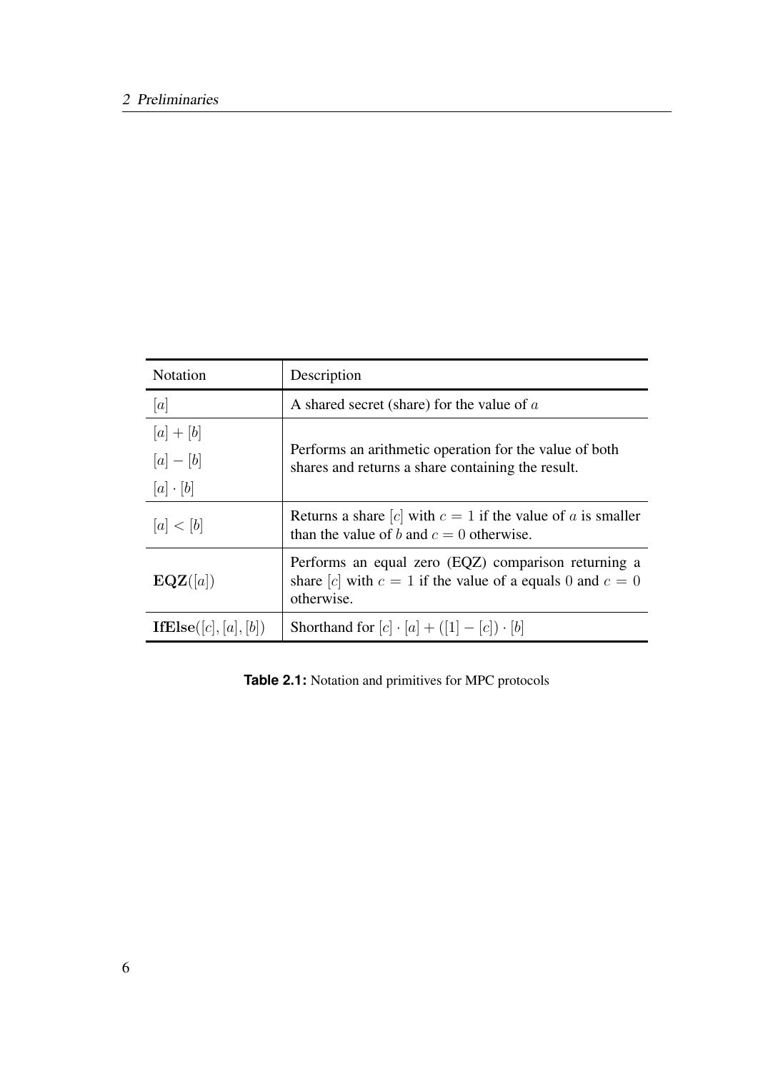| Notation | Description |
|---|---|
| $[a]$ | A shared secret (share) for the value of $a$ |
| $[a] + [b]$<br>$[a] - [b]$<br>$[a] \cdot [b]$ | Performs an arithmetic operation for the value of both shares and returns a share containing the result. |
| $[a] < [b]$ | Returns a share $[c]$ with $c = 1$ if the value of $a$ is smaller than the value of $b$ and $c = 0$ otherwise. |
| $\mathbf{EQZ}([a])$ | Performs an equal zero (EQZ) comparison returning a share $[c]$ with $c = 1$ if the value of a equals $0$ and $c = 0$ otherwise. |
| $\mathbf{IfElse}([c], [a], [b])$ | Shorthand for $[c] \cdot [a] + ([1] - [c]) \cdot [b]$ |

**Table 2.1:** Notation and primitives for MPC protocols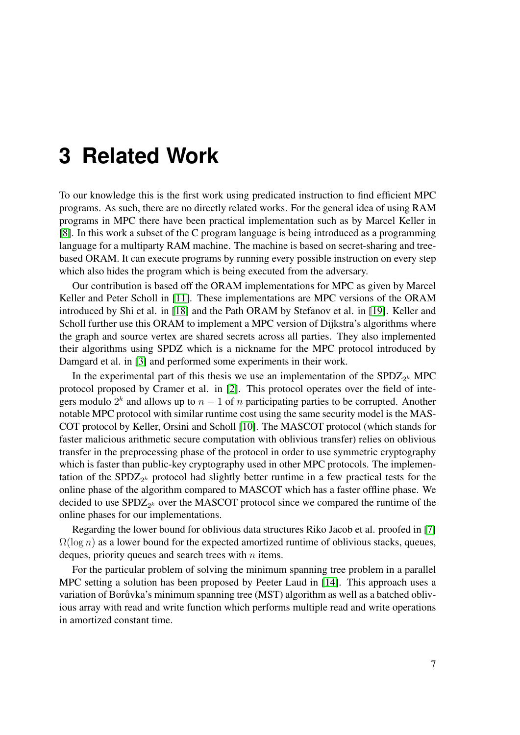# 3 Related Work

To our knowledge this is the first work using predicated instruction to find efficient MPC programs. As such, there are no directly related works. For the general idea of using RAM programs in MPC there have been practical implementation such as by Marcel Keller in [8]. In this work a subset of the C program language is being introduced as a programming language for a multiparty RAM machine. The machine is based on secret-sharing and tree-based ORAM. It can execute programs by running every possible instruction on every step which also hides the program which is being executed from the adversary.

Our contribution is based off the ORAM implementations for MPC as given by Marcel Keller and Peter Scholl in [11]. These implementations are MPC versions of the ORAM introduced by Shi et al. in [18] and the Path ORAM by Stefanov et al. in [19]. Keller and Scholl further use this ORAM to implement a MPC version of Dijkstra's algorithms where the graph and source vertex are shared secrets across all parties. They also implemented their algorithms using SPDZ which is a nickname for the MPC protocol introduced by Damgard et al. in [3] and performed some experiments in their work.

In the experimental part of this thesis we use an implementation of the $\text{SPDZ}_{2^k}$ MPC protocol proposed by Cramer et al. in [2]. This protocol operates over the field of integers modulo $2^k$ and allows up to $n-1$ of $n$ participating parties to be corrupted. Another notable MPC protocol with similar runtime cost using the same security model is the MASCOT protocol by Keller, Orsini and Scholl [10]. The MASCOT protocol (which stands for faster malicious arithmetic secure computation with oblivious transfer) relies on oblivious transfer in the preprocessing phase of the protocol in order to use symmetric cryptography which is faster than public-key cryptography used in other MPC protocols. The implementation of the $\text{SPDZ}_{2^k}$ protocol had slightly better runtime in a few practical tests for the online phase of the algorithm compared to MASCOT which has a faster offline phase. We decided to use $\text{SPDZ}_{2^k}$ over the MASCOT protocol since we compared the runtime of the online phases for our implementations.

Regarding the lower bound for oblivious data structures Riko Jacob et al. proofed in [7] $\Omega(\log n)$ as a lower bound for the expected amortized runtime of oblivious stacks, queues, deques, priority queues and search trees with $n$ items.

For the particular problem of solving the minimum spanning tree problem in a parallel MPC setting a solution has been proposed by Peeter Laud in [14]. This approach uses a variation of Borůvka's minimum spanning tree (MST) algorithm as well as a batched oblivious array with read and write function which performs multiple read and write operations in amortized constant time.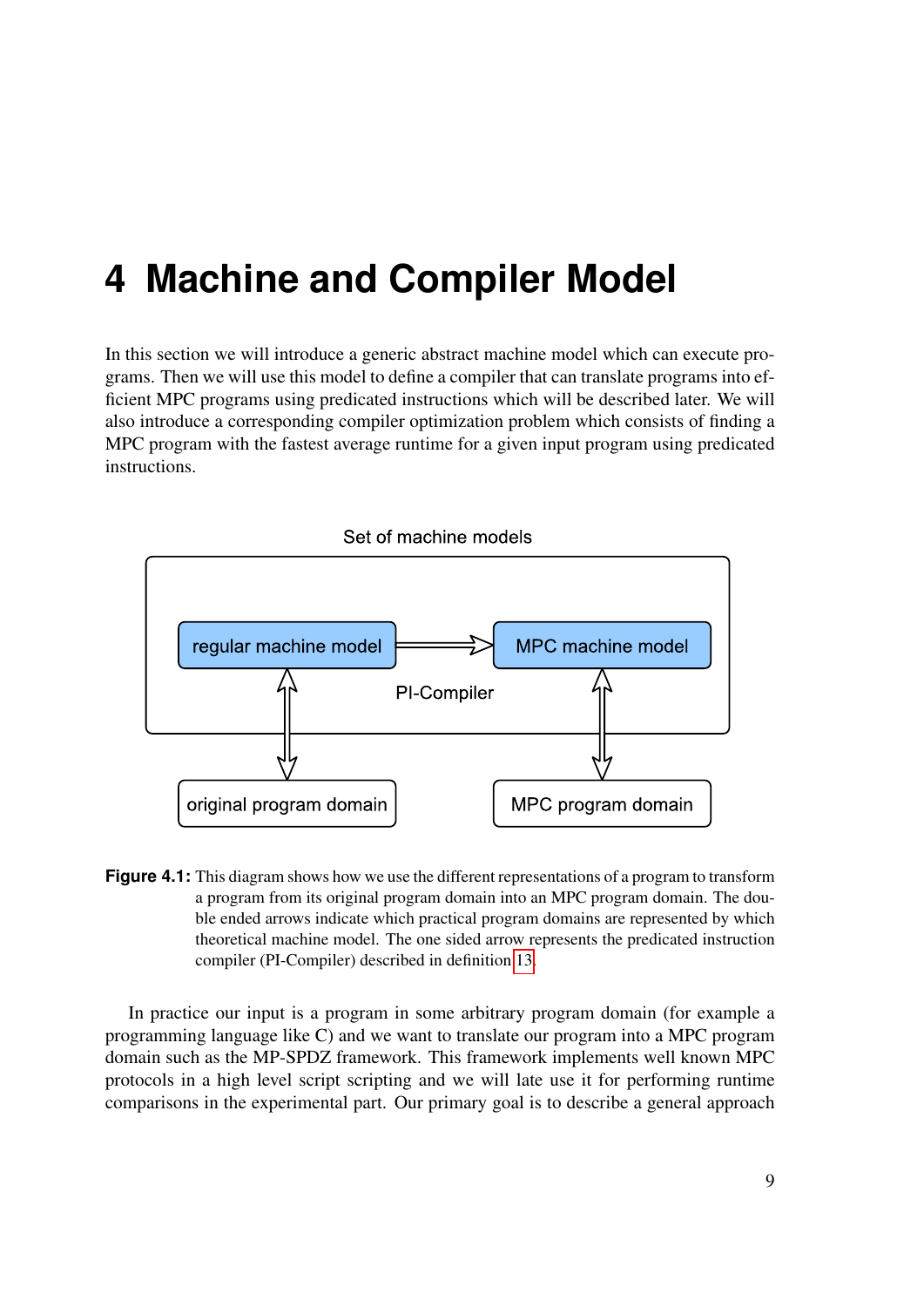# 4 Machine and Compiler Model

In this section we will introduce a generic abstract machine model which can execute programs. Then we will use this model to define a compiler that can translate programs into efficient MPC programs using predicated instructions which will be described later. We will also introduce a corresponding compiler optimization problem which consists of finding a MPC program with the fastest average runtime for a given input program using predicated instructions.

**Figure 4.1:** This diagram shows how we use the different representations of a program to transform a program from its original program domain into an MPC program domain. The double ended arrows indicate which practical program domains are represented by which theoretical machine model. The one sided arrow represents the predicated instruction compiler (PI-Compiler) described in definition 13.

In practice our input is a program in some arbitrary program domain (for example a programming language like C) and we want to translate our program into a MPC program domain such as the MP-SPDZ framework. This framework implements well known MPC protocols in a high level script scripting and we will late use it for performing runtime comparisons in the experimental part. Our primary goal is to describe a general approach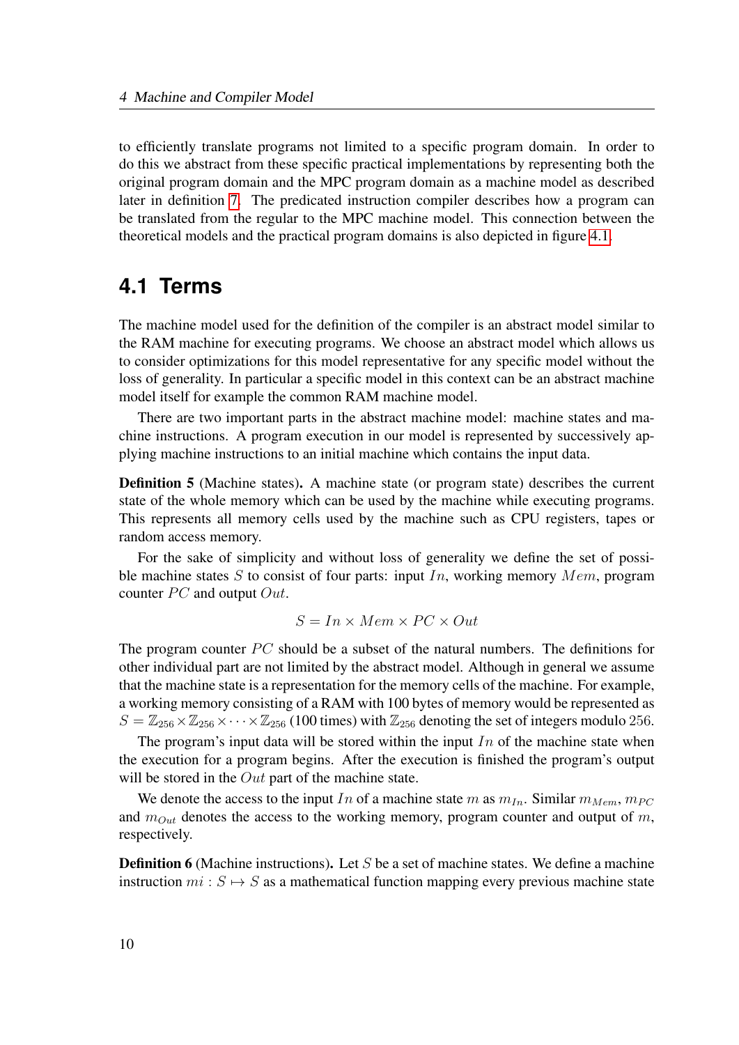to efficiently translate programs not limited to a specific program domain. In order to do this we abstract from these specific practical implementations by representing both the original program domain and the MPC program domain as a machine model as described later in definition 7. The predicated instruction compiler describes how a program can be translated from the regular to the MPC machine model. This connection between the theoretical models and the practical program domains is also depicted in figure 4.1.

## 4.1 Terms

The machine model used for the definition of the compiler is an abstract model similar to the RAM machine for executing programs. We choose an abstract model which allows us to consider optimizations for this model representative for any specific model without the loss of generality. In particular a specific model in this context can be an abstract machine model itself for example the common RAM machine model.

There are two important parts in the abstract machine model: machine states and machine instructions. A program execution in our model is represented by successively applying machine instructions to an initial machine which contains the input data.

**Definition 5** (Machine states)**.** A machine state (or program state) describes the current state of the whole memory which can be used by the machine while executing programs. This represents all memory cells used by the machine such as CPU registers, tapes or random access memory.

For the sake of simplicity and without loss of generality we define the set of possible machine states $S$ to consist of four parts: input $In$, working memory $Mem$, program counter $PC$ and output $Out$.

$$S = In \times Mem \times PC \times Out$$

The program counter $PC$ should be a subset of the natural numbers. The definitions for other individual part are not limited by the abstract model. Although in general we assume that the machine state is a representation for the memory cells of the machine. For example, a working memory consisting of a RAM with 100 bytes of memory would be represented as $S = \mathbb{Z}_{256} \times \mathbb{Z}_{256} \times \cdots \times \mathbb{Z}_{256}$ (100 times) with $\mathbb{Z}_{256}$ denoting the set of integers modulo $256$.

The program's input data will be stored within the input $In$ of the machine state when the execution for a program begins. After the execution is finished the program's output will be stored in the $Out$ part of the machine state.

We denote the access to the input $In$ of a machine state $m$ as $m_{In}$. Similar $m_{Mem}$, $m_{PC}$ and $m_{Out}$ denotes the access to the working memory, program counter and output of $m$, respectively.

**Definition 6** (Machine instructions)**.** Let $S$ be a set of machine states. We define a machine instruction $mi : S \mapsto S$ as a mathematical function mapping every previous machine state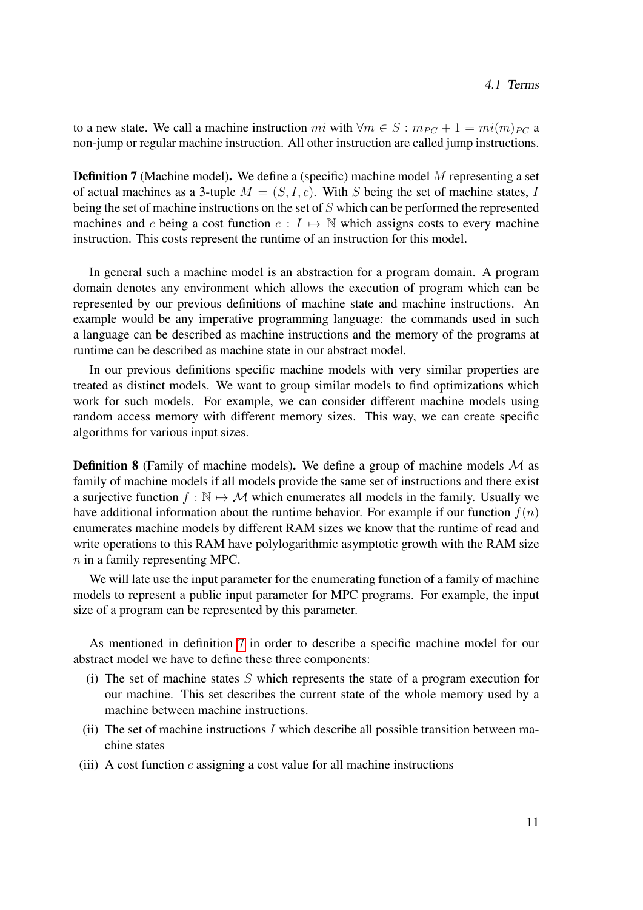to a new state. We call a machine instruction $mi$ with $\forall m \in S : m_{PC} + 1 = mi(m)_{PC}$ a non-jump or regular machine instruction. All other instruction are called jump instructions.

**Definition 7** (Machine model)**.** We define a (specific) machine model $M$ representing a set of actual machines as a 3-tuple $M = (S, I, c)$. With $S$ being the set of machine states, $I$ being the set of machine instructions on the set of $S$ which can be performed the represented machines and $c$ being a cost function $c : I \mapsto \mathbb{N}$ which assigns costs to every machine instruction. This costs represent the runtime of an instruction for this model.

In general such a machine model is an abstraction for a program domain. A program domain denotes any environment which allows the execution of program which can be represented by our previous definitions of machine state and machine instructions. An example would be any imperative programming language: the commands used in such a language can be described as machine instructions and the memory of the programs at runtime can be described as machine state in our abstract model.

In our previous definitions specific machine models with very similar properties are treated as distinct models. We want to group similar models to find optimizations which work for such models. For example, we can consider different machine models using random access memory with different memory sizes. This way, we can create specific algorithms for various input sizes.

**Definition 8** (Family of machine models)**.** We define a group of machine models $\mathcal{M}$ as family of machine models if all models provide the same set of instructions and there exist a surjective function $f : \mathbb{N} \mapsto \mathcal{M}$ which enumerates all models in the family. Usually we have additional information about the runtime behavior. For example if our function $f(n)$ enumerates machine models by different RAM sizes we know that the runtime of read and write operations to this RAM have polylogarithmic asymptotic growth with the RAM size $n$ in a family representing MPC.

We will late use the input parameter for the enumerating function of a family of machine models to represent a public input parameter for MPC programs. For example, the input size of a program can be represented by this parameter.

As mentioned in definition 7 in order to describe a specific machine model for our abstract model we have to define these three components:

(i) The set of machine states $S$ which represents the state of a program execution for our machine. This set describes the current state of the whole memory used by a machine between machine instructions.

(ii) The set of machine instructions $I$ which describe all possible transition between machine states

(iii) A cost function $c$ assigning a cost value for all machine instructions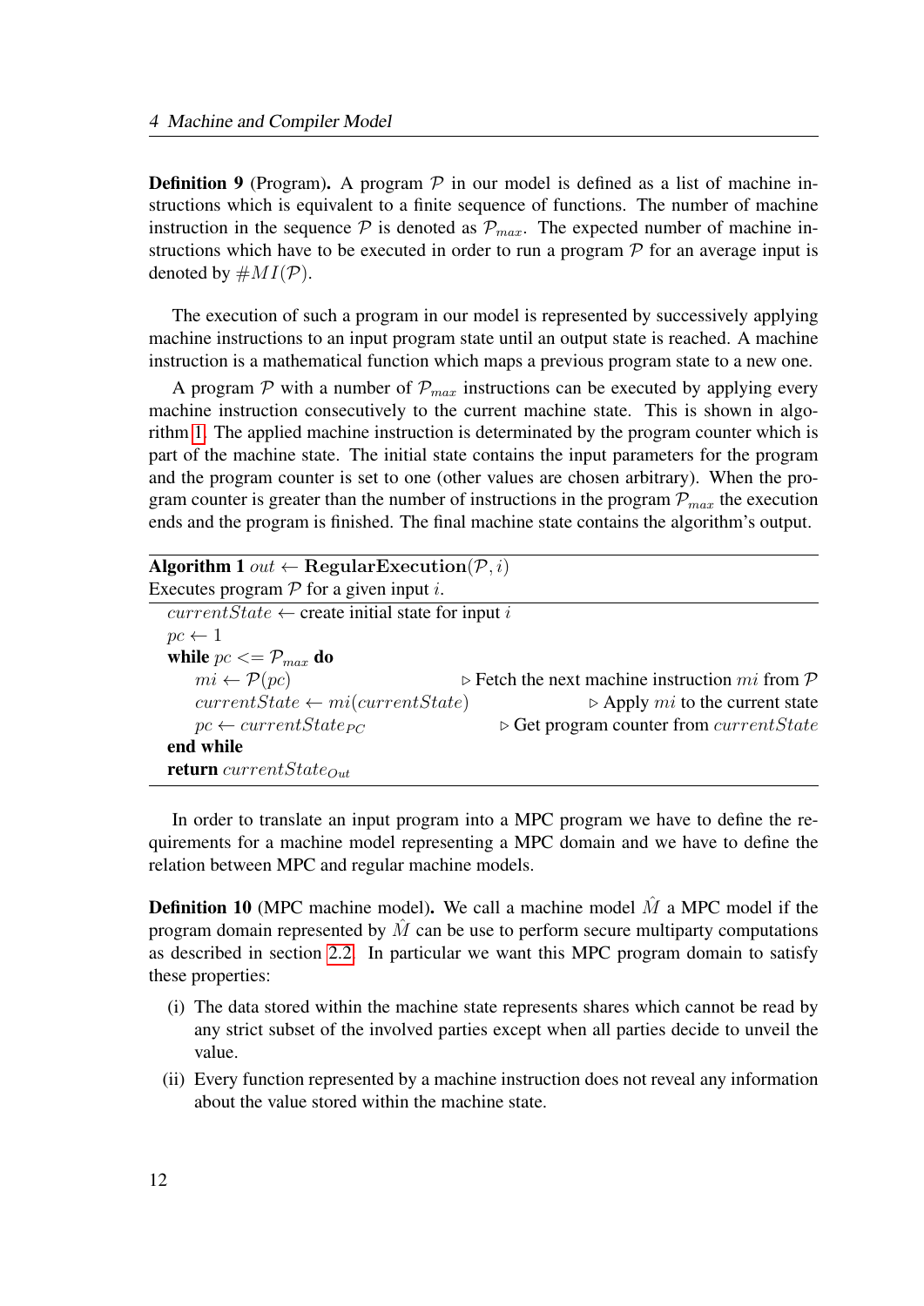**Definition 9** (Program)**.** A program $\mathcal{P}$ in our model is defined as a list of machine instructions which is equivalent to a finite sequence of functions. The number of machine instruction in the sequence $\mathcal{P}$ is denoted as $\mathcal{P}_{max}$. The expected number of machine instructions which have to be executed in order to run a program $\mathcal{P}$ for an average input is denoted by $\#MI(\mathcal{P})$.

The execution of such a program in our model is represented by successively applying machine instructions to an input program state until an output state is reached. A machine instruction is a mathematical function which maps a previous program state to a new one.

A program $\mathcal{P}$ with a number of $\mathcal{P}_{max}$ instructions can be executed by applying every machine instruction consecutively to the current machine state. This is shown in algorithm 1. The applied machine instruction is determinated by the program counter which is part of the machine state. The initial state contains the input parameters for the program and the program counter is set to one (other values are chosen arbitrary). When the program counter is greater than the number of instructions in the program $\mathcal{P}_{max}$ the execution ends and the program is finished. The final machine state contains the algorithm's output.

**Algorithm 1** $out \leftarrow$ **RegularExecution**$(\mathcal{P}, i)$

Executes program $\mathcal{P}$ for a given input $i$.

```
currentState ← create initial state for input i
pc ← 1
while pc <= P_max do
    mi ← P(pc)                          ▷ Fetch the next machine instruction mi from P
    currentState ← mi(currentState)     ▷ Apply mi to the current state
    pc ← currentState_PC                ▷ Get program counter from currentState
end while
return currentState_Out
```

In order to translate an input program into a MPC program we have to define the requirements for a machine model representing a MPC domain and we have to define the relation between MPC and regular machine models.

**Definition 10** (MPC machine model)**.** We call a machine model $\hat{M}$ a MPC model if the program domain represented by $\hat{M}$ can be use to perform secure multiparty computations as described in section 2.2. In particular we want this MPC program domain to satisfy these properties:

(i) The data stored within the machine state represents shares which cannot be read by any strict subset of the involved parties except when all parties decide to unveil the value.

(ii) Every function represented by a machine instruction does not reveal any information about the value stored within the machine state.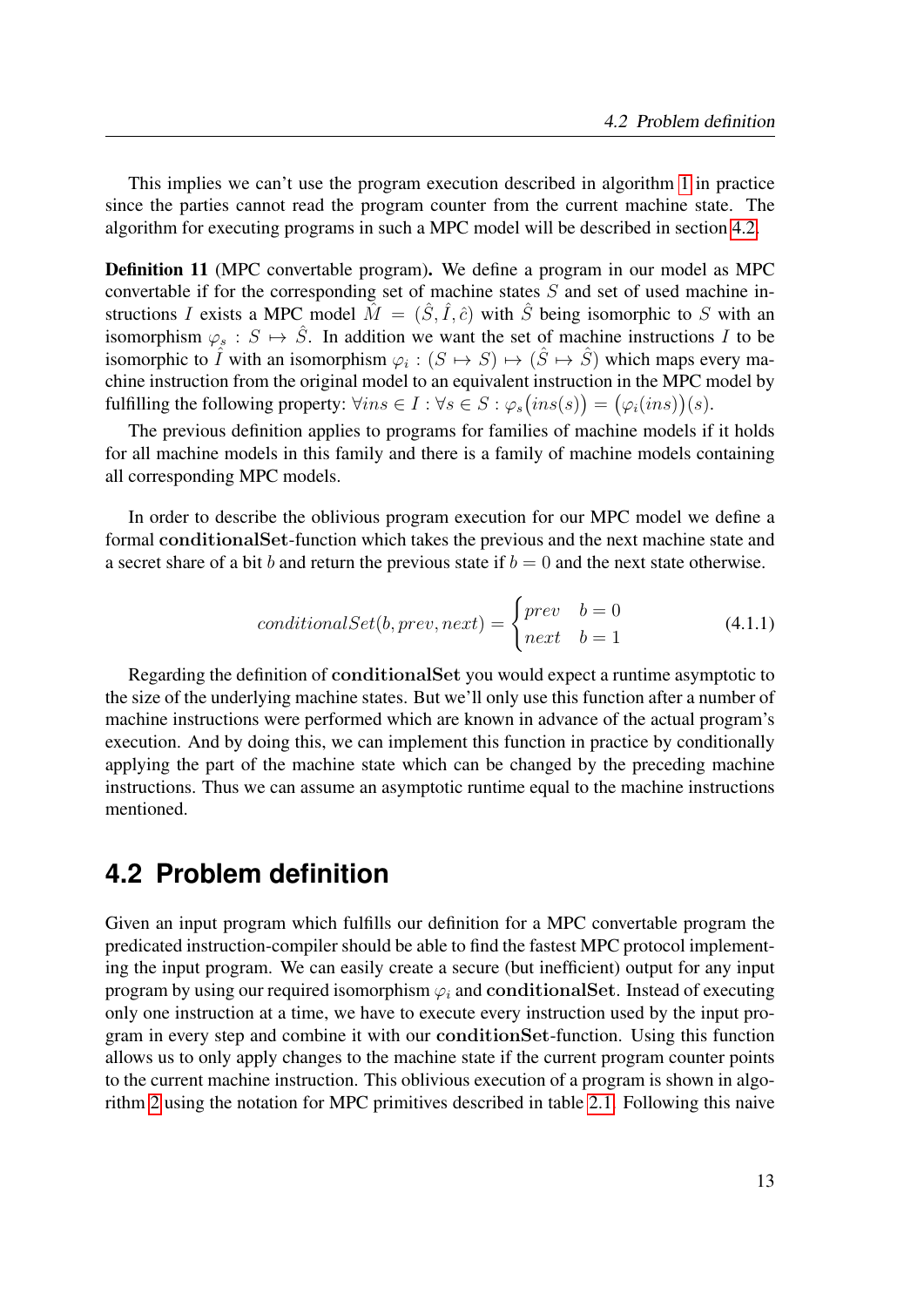This implies we can't use the program execution described in algorithm 1 in practice since the parties cannot read the program counter from the current machine state. The algorithm for executing programs in such a MPC model will be described in section 4.2.

**Definition 11** (MPC convertable program)**.** We define a program in our model as MPC convertable if for the corresponding set of machine states $S$ and set of used machine instructions $I$ exists a MPC model $\hat{M} = (\hat{S}, \hat{I}, \hat{c})$ with $\hat{S}$ being isomorphic to $S$ with an isomorphism $\varphi_s : S \mapsto \hat{S}$. In addition we want the set of machine instructions $I$ to be isomorphic to $\hat{I}$ with an isomorphism $\varphi_i : (S \mapsto S) \mapsto (\hat{S} \mapsto \hat{S})$ which maps every machine instruction from the original model to an equivalent instruction in the MPC model by fulfilling the following property: $\forall ins \in I : \forall s \in S : \varphi_s\big(ins(s)\big) = \big(\varphi_i(ins)\big)(s)$.

The previous definition applies to programs for families of machine models if it holds for all machine models in this family and there is a family of machine models containing all corresponding MPC models.

In order to describe the oblivious program execution for our MPC model we define a formal **conditionalSet**-function which takes the previous and the next machine state and a secret share of a bit $b$ and return the previous state if $b = 0$ and the next state otherwise.

$$conditionalSet(b, prev, next) = \begin{cases} prev & b = 0 \\ next & b = 1 \end{cases} \tag{4.1.1}$$

Regarding the definition of **conditionalSet** you would expect a runtime asymptotic to the size of the underlying machine states. But we'll only use this function after a number of machine instructions were performed which are known in advance of the actual program's execution. And by doing this, we can implement this function in practice by conditionally applying the part of the machine state which can be changed by the preceding machine instructions. Thus we can assume an asymptotic runtime equal to the machine instructions mentioned.

## 4.2 Problem definition

Given an input program which fulfills our definition for a MPC convertable program the predicated instruction-compiler should be able to find the fastest MPC protocol implementing the input program. We can easily create a secure (but inefficient) output for any input program by using our required isomorphism $\varphi_i$ and **conditionalSet**. Instead of executing only one instruction at a time, we have to execute every instruction used by the input program in every step and combine it with our **conditionSet**-function. Using this function allows us to only apply changes to the machine state if the current program counter points to the current machine instruction. This oblivious execution of a program is shown in algorithm 2 using the notation for MPC primitives described in table 2.1. Following this naive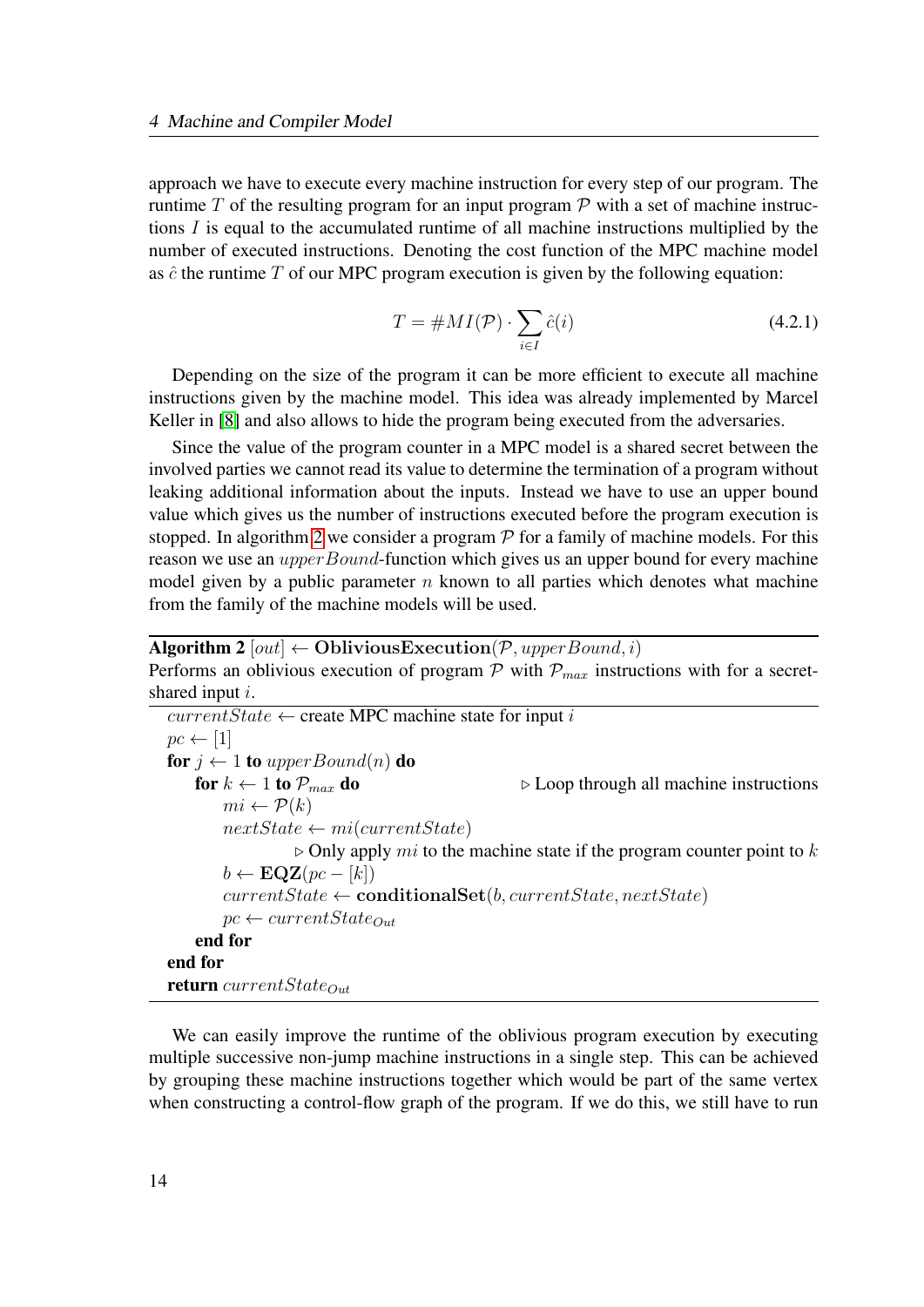approach we have to execute every machine instruction for every step of our program. The runtime $T$ of the resulting program for an input program $\mathcal{P}$ with a set of machine instructions $I$ is equal to the accumulated runtime of all machine instructions multiplied by the number of executed instructions. Denoting the cost function of the MPC machine model as $\hat{c}$ the runtime $T$ of our MPC program execution is given by the following equation:

$$T = \#MI(\mathcal{P}) \cdot \sum_{i \in I} \hat{c}(i) \tag{4.2.1}$$

Depending on the size of the program it can be more efficient to execute all machine instructions given by the machine model. This idea was already implemented by Marcel Keller in [8] and also allows to hide the program being executed from the adversaries.

Since the value of the program counter in a MPC model is a shared secret between the involved parties we cannot read its value to determine the termination of a program without leaking additional information about the inputs. Instead we have to use an upper bound value which gives us the number of instructions executed before the program execution is stopped. In algorithm 2 we consider a program $\mathcal{P}$ for a family of machine models. For this reason we use an $upperBound$-function which gives us an upper bound for every machine model given by a public parameter $n$ known to all parties which denotes what machine from the family of the machine models will be used.

**Algorithm 2** $[out] \leftarrow$ **ObliviousExecution**$(\mathcal{P}, upperBound, i)$

Performs an oblivious execution of program $\mathcal{P}$ with $\mathcal{P}_{max}$ instructions with for a secret-shared input $i$.

```
currentState ← create MPC machine state for input i
pc ← [1]
for j ← 1 to upperBound(n) do
    for k ← 1 to P_max do                          ▷ Loop through all machine instructions
        mi ← P(k)
        nextState ← mi(currentState)
                ▷ Only apply mi to the machine state if the program counter point to k
        b ← EQZ(pc − [k])
        currentState ← conditionalSet(b, currentState, nextState)
        pc ← currentState_Out
    end for
end for
return currentState_Out
```

We can easily improve the runtime of the oblivious program execution by executing multiple successive non-jump machine instructions in a single step. This can be achieved by grouping these machine instructions together which would be part of the same vertex when constructing a control-flow graph of the program. If we do this, we still have to run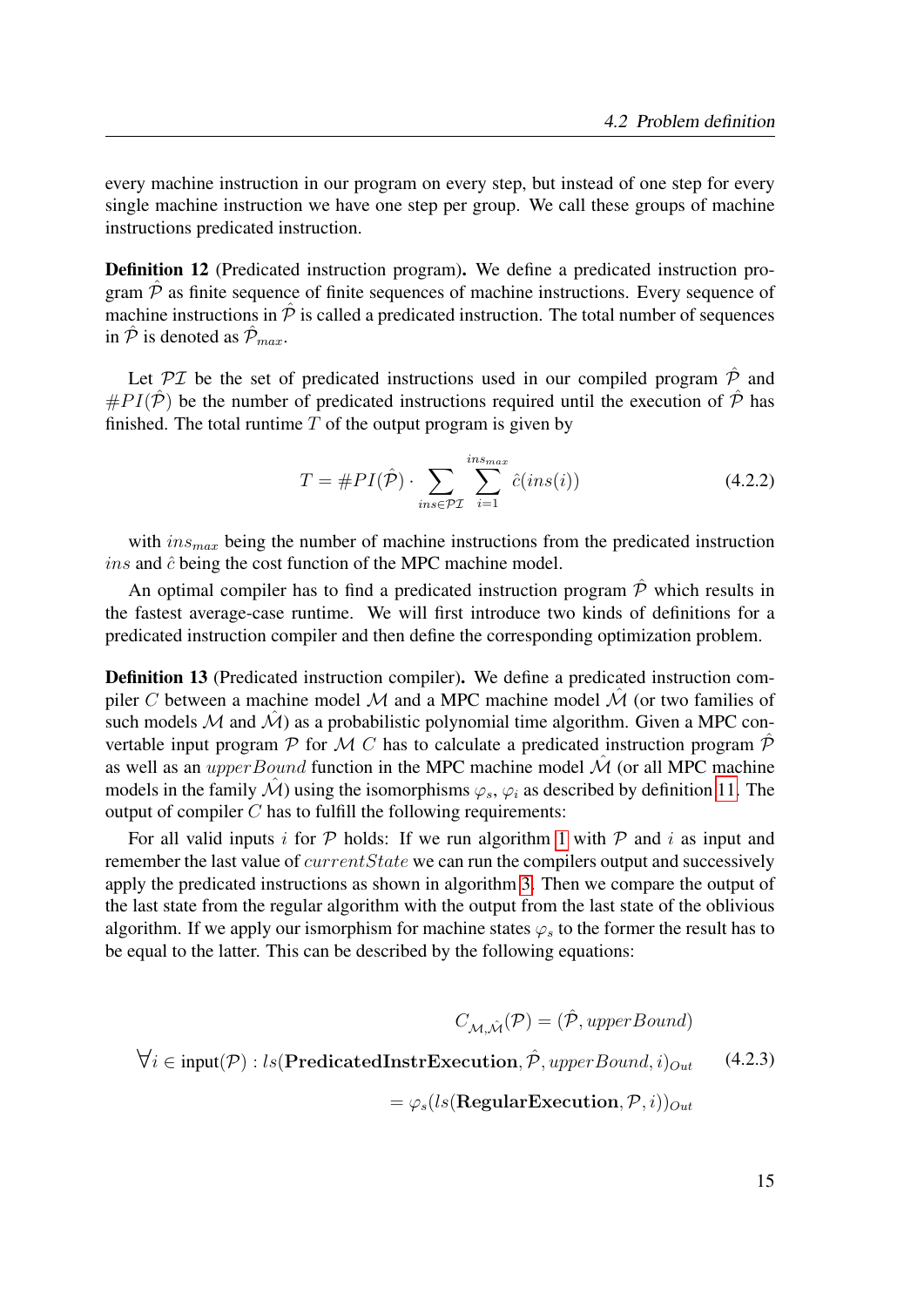every machine instruction in our program on every step, but instead of one step for every single machine instruction we have one step per group. We call these groups of machine instructions predicated instruction.

**Definition 12** (Predicated instruction program)**.** We define a predicated instruction program $\hat{\mathcal{P}}$ as finite sequence of finite sequences of machine instructions. Every sequence of machine instructions in $\hat{\mathcal{P}}$ is called a predicated instruction. The total number of sequences in $\hat{\mathcal{P}}$ is denoted as $\hat{\mathcal{P}}_{max}$.

Let $\mathcal{PI}$ be the set of predicated instructions used in our compiled program $\hat{\mathcal{P}}$ and $\#PI(\hat{\mathcal{P}})$ be the number of predicated instructions required until the execution of $\hat{\mathcal{P}}$ has finished. The total runtime $T$ of the output program is given by

$$T = \#PI(\hat{\mathcal{P}}) \cdot \sum_{ins \in \mathcal{PI}} \sum_{i=1}^{ins_{max}} \hat{c}(ins(i)) \tag{4.2.2}$$

with $ins_{max}$ being the number of machine instructions from the predicated instruction $ins$ and $\hat{c}$ being the cost function of the MPC machine model.

An optimal compiler has to find a predicated instruction program $\hat{\mathcal{P}}$ which results in the fastest average-case runtime. We will first introduce two kinds of definitions for a predicated instruction compiler and then define the corresponding optimization problem.

**Definition 13** (Predicated instruction compiler)**.** We define a predicated instruction compiler $C$ between a machine model $\mathcal{M}$ and a MPC machine model $\hat{\mathcal{M}}$ (or two families of such models $\mathcal{M}$ and $\hat{\mathcal{M}}$) as a probabilistic polynomial time algorithm. Given a MPC convertable input program $\mathcal{P}$ for $\mathcal{M}$ $C$ has to calculate a predicated instruction program $\hat{\mathcal{P}}$ as well as an $upperBound$ function in the MPC machine model $\hat{\mathcal{M}}$ (or all MPC machine models in the family $\hat{\mathcal{M}}$) using the isomorphisms $\varphi_s$, $\varphi_i$ as described by definition 11. The output of compiler $C$ has to fulfill the following requirements:

For all valid inputs $i$ for $\mathcal{P}$ holds: If we run algorithm 1 with $\mathcal{P}$ and $i$ as input and remember the last value of $currentState$ we can run the compilers output and successively apply the predicated instructions as shown in algorithm 3. Then we compare the output of the last state from the regular algorithm with the output from the last state of the oblivious algorithm. If we apply our ismorphism for machine states $\varphi_s$ to the former the result has to be equal to the latter. This can be described by the following equations:

$$\begin{aligned}
& C_{\mathcal{M},\hat{\mathcal{M}}}(\mathcal{P}) = (\hat{\mathcal{P}}, upperBound) \\
\forall i \in \text{input}(\mathcal{P}) : & \; ls(\mathbf{PredicatedInstrExecution}, \hat{\mathcal{P}}, upperBound, i)_{Out} \\
& = \varphi_s(ls(\mathbf{RegularExecution}, \mathcal{P}, i))_{Out}
\end{aligned} \tag{4.2.3}$$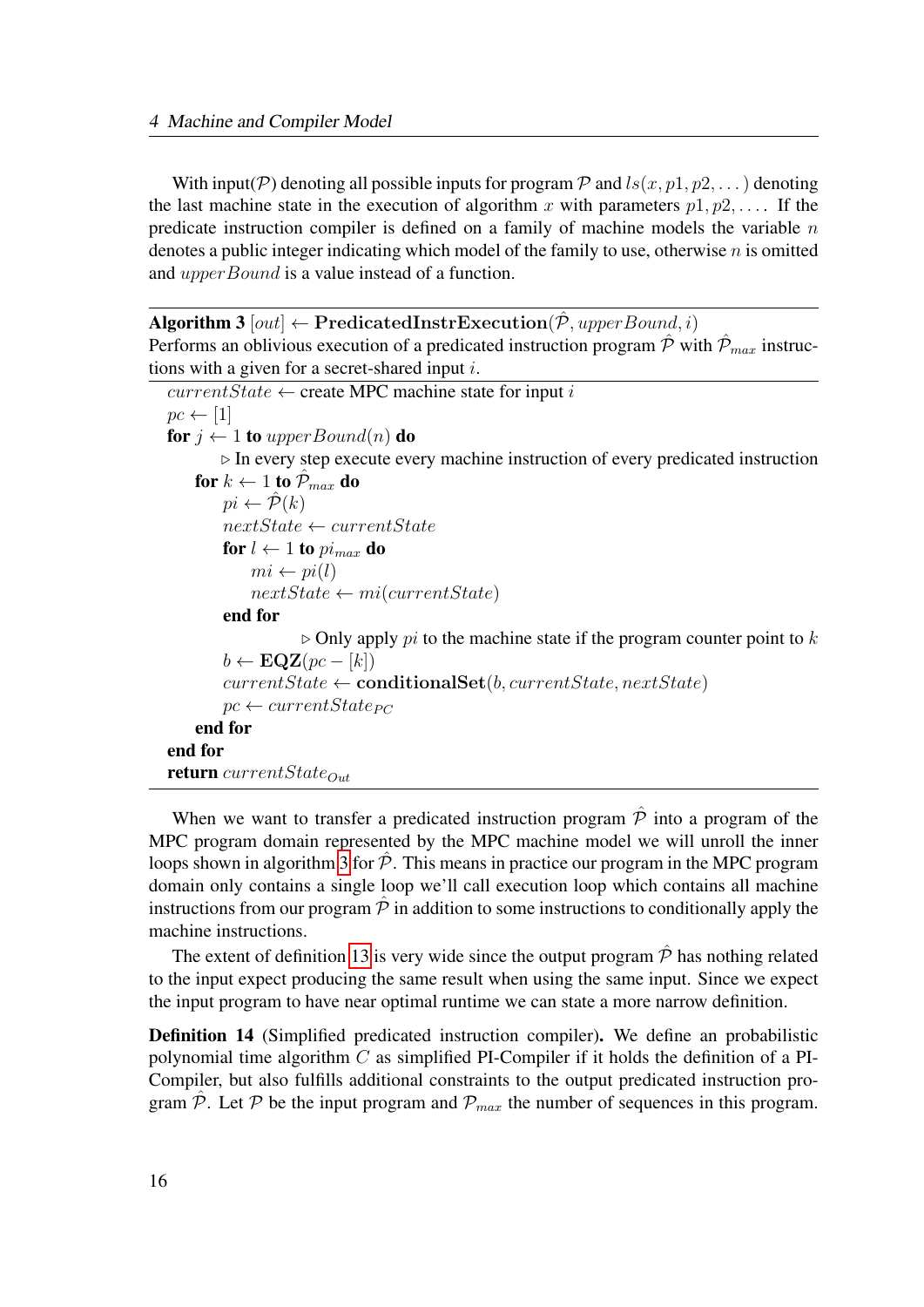With input($\mathcal{P}$) denoting all possible inputs for program $\mathcal{P}$ and $ls(x, p1, p2, \dots)$ denoting the last machine state in the execution of algorithm $x$ with parameters $p1, p2, \dots$. If the predicate instruction compiler is defined on a family of machine models the variable $n$ denotes a public integer indicating which model of the family to use, otherwise $n$ is omitted and $upperBound$ is a value instead of a function.

**Algorithm 3** $[out] \leftarrow$ **PredicatedInstrExecution**$(\hat{\mathcal{P}}, upperBound, i)$
Performs an oblivious execution of a predicated instruction program $\hat{\mathcal{P}}$ with $\hat{\mathcal{P}}_{max}$ instructions with a given for a secret-shared input $i$.

```
currentState ← create MPC machine state for input i
pc ← [1]
for j ← 1 to upperBound(n) do
        ▷ In every step execute every machine instruction of every predicated instruction
    for k ← 1 to P̂_max do
        pi ← P̂(k)
        nextState ← currentState
        for l ← 1 to pi_max do
            mi ← pi(l)
            nextState ← mi(currentState)
        end for
                ▷ Only apply pi to the machine state if the program counter point to k
        b ← EQZ(pc − [k])
        currentState ← conditionalSet(b, currentState, nextState)
        pc ← currentState_PC
    end for
end for
return currentState_Out
```

When we want to transfer a predicated instruction program $\hat{\mathcal{P}}$ into a program of the MPC program domain represented by the MPC machine model we will unroll the inner loops shown in algorithm 3 for $\hat{\mathcal{P}}$. This means in practice our program in the MPC program domain only contains a single loop we'll call execution loop which contains all machine instructions from our program $\hat{\mathcal{P}}$ in addition to some instructions to conditionally apply the machine instructions.

The extent of definition 13 is very wide since the output program $\hat{\mathcal{P}}$ has nothing related to the input expect producing the same result when using the same input. Since we expect the input program to have near optimal runtime we can state a more narrow definition.

**Definition 14** (Simplified predicated instruction compiler)**.** We define an probabilistic polynomial time algorithm $C$ as simplified PI-Compiler if it holds the definition of a PI-Compiler, but also fulfills additional constraints to the output predicated instruction program $\hat{\mathcal{P}}$. Let $\mathcal{P}$ be the input program and $\mathcal{P}_{max}$ the number of sequences in this program.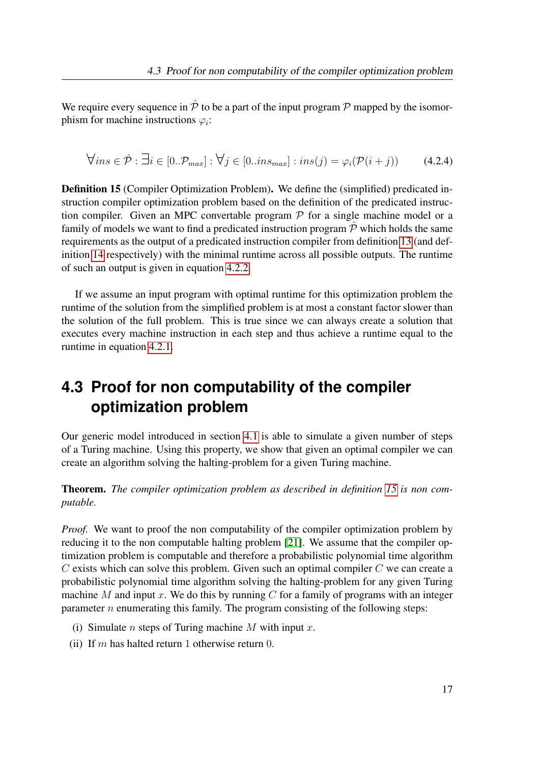We require every sequence in $\hat{\mathcal{P}}$ to be a part of the input program $\mathcal{P}$ mapped by the isomorphism for machine instructions $\varphi_i$:

$$\forall ins \in \hat{\mathcal{P}} : \exists i \in [0..\mathcal{P}_{max}] : \forall j \in [0..ins_{max}] : ins(j) = \varphi_i(\mathcal{P}(i+j)) \tag{4.2.4}$$

**Definition 15** (Compiler Optimization Problem)**.** We define the (simplified) predicated instruction compiler optimization problem based on the definition of the predicated instruction compiler. Given an MPC convertable program $\mathcal{P}$ for a single machine model or a family of models we want to find a predicated instruction program $\hat{\mathcal{P}}$ which holds the same requirements as the output of a predicated instruction compiler from definition 13 (and definition 14 respectively) with the minimal runtime across all possible outputs. The runtime of such an output is given in equation 4.2.2.

If we assume an input program with optimal runtime for this optimization problem the runtime of the solution from the simplified problem is at most a constant factor slower than the solution of the full problem. This is true since we can always create a solution that executes every machine instruction in each step and thus achieve a runtime equal to the runtime in equation 4.2.1.

## 4.3 Proof for non computability of the compiler optimization problem

Our generic model introduced in section 4.1 is able to simulate a given number of steps of a Turing machine. Using this property, we show that given an optimal compiler we can create an algorithm solving the halting-problem for a given Turing machine.

**Theorem.** *The compiler optimization problem as described in definition 15 is non computable.*

*Proof.* We want to proof the non computability of the compiler optimization problem by reducing it to the non computable halting problem [21]. We assume that the compiler optimization problem is computable and therefore a probabilistic polynomial time algorithm $C$ exists which can solve this problem. Given such an optimal compiler $C$ we can create a probabilistic polynomial time algorithm solving the halting-problem for any given Turing machine $M$ and input $x$. We do this by running $C$ for a family of programs with an integer parameter $n$ enumerating this family. The program consisting of the following steps:

(i) Simulate $n$ steps of Turing machine $M$ with input $x$.

(ii) If $m$ has halted return $1$ otherwise return $0$.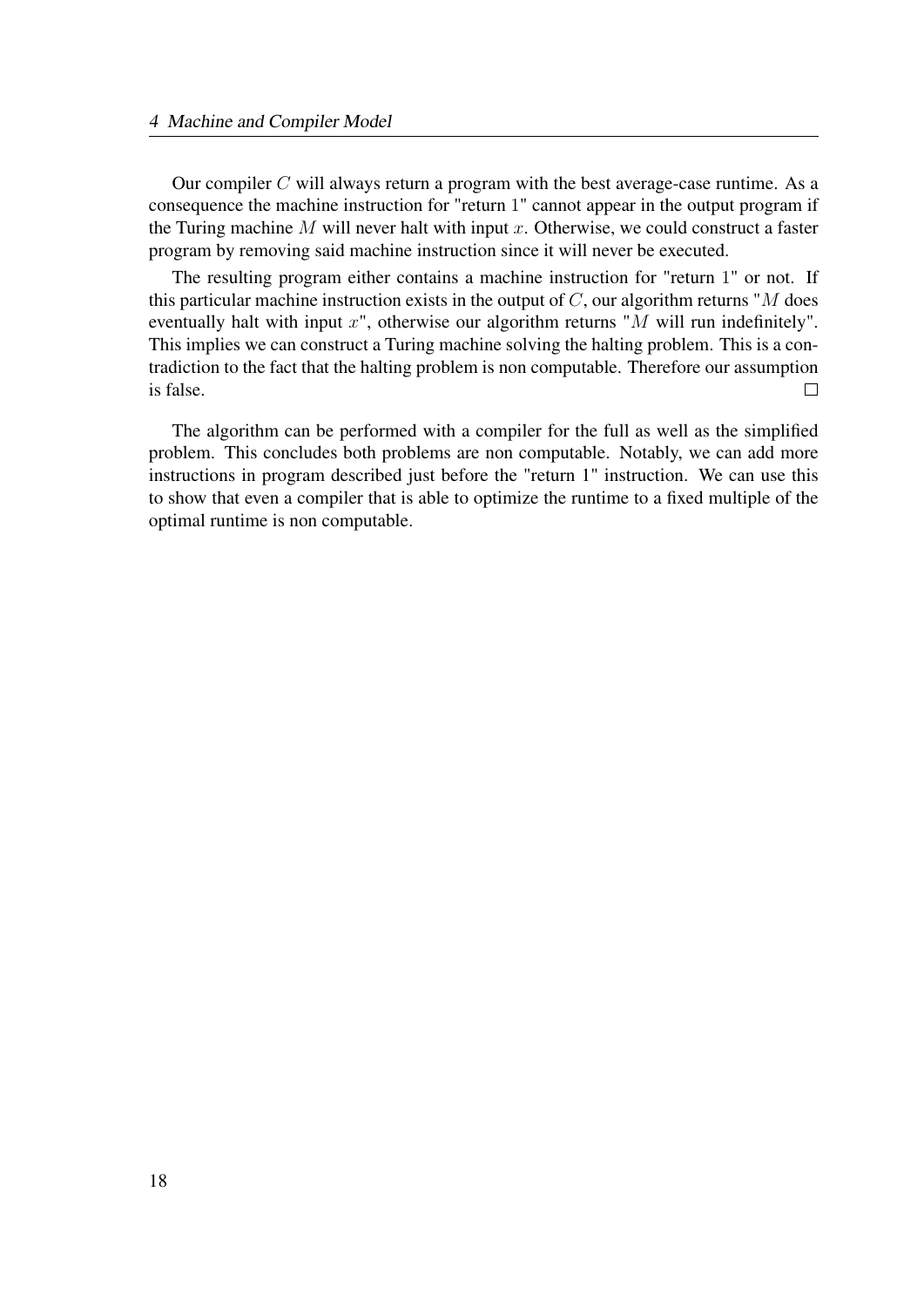Our compiler $C$ will always return a program with the best average-case runtime. As a consequence the machine instruction for "return 1" cannot appear in the output program if the Turing machine $M$ will never halt with input $x$. Otherwise, we could construct a faster program by removing said machine instruction since it will never be executed.

The resulting program either contains a machine instruction for "return 1" or not. If this particular machine instruction exists in the output of $C$, our algorithm returns "$M$ does eventually halt with input $x$", otherwise our algorithm returns "$M$ will run indefinitely". This implies we can construct a Turing machine solving the halting problem. This is a contradiction to the fact that the halting problem is non computable. Therefore our assumption is false. $\square$

The algorithm can be performed with a compiler for the full as well as the simplified problem. This concludes both problems are non computable. Notably, we can add more instructions in program described just before the "return 1" instruction. We can use this to show that even a compiler that is able to optimize the runtime to a fixed multiple of the optimal runtime is non computable.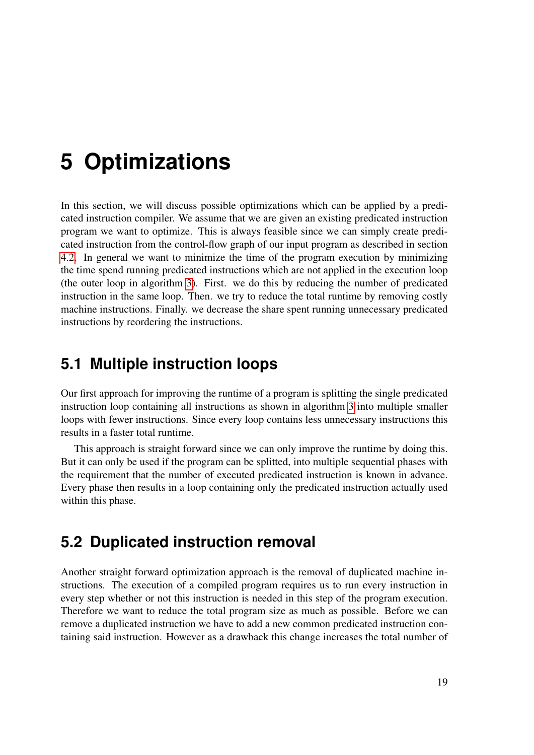# 5 Optimizations

In this section, we will discuss possible optimizations which can be applied by a predicated instruction compiler. We assume that we are given an existing predicated instruction program we want to optimize. This is always feasible since we can simply create predicated instruction from the control-flow graph of our input program as described in section 4.2. In general we want to minimize the time of the program execution by minimizing the time spend running predicated instructions which are not applied in the execution loop (the outer loop in algorithm 3). First. we do this by reducing the number of predicated instruction in the same loop. Then. we try to reduce the total runtime by removing costly machine instructions. Finally. we decrease the share spent running unnecessary predicated instructions by reordering the instructions.

## 5.1 Multiple instruction loops

Our first approach for improving the runtime of a program is splitting the single predicated instruction loop containing all instructions as shown in algorithm 3 into multiple smaller loops with fewer instructions. Since every loop contains less unnecessary instructions this results in a faster total runtime.

This approach is straight forward since we can only improve the runtime by doing this. But it can only be used if the program can be splitted, into multiple sequential phases with the requirement that the number of executed predicated instruction is known in advance. Every phase then results in a loop containing only the predicated instruction actually used within this phase.

## 5.2 Duplicated instruction removal

Another straight forward optimization approach is the removal of duplicated machine instructions. The execution of a compiled program requires us to run every instruction in every step whether or not this instruction is needed in this step of the program execution. Therefore we want to reduce the total program size as much as possible. Before we can remove a duplicated instruction we have to add a new common predicated instruction containing said instruction. However as a drawback this change increases the total number of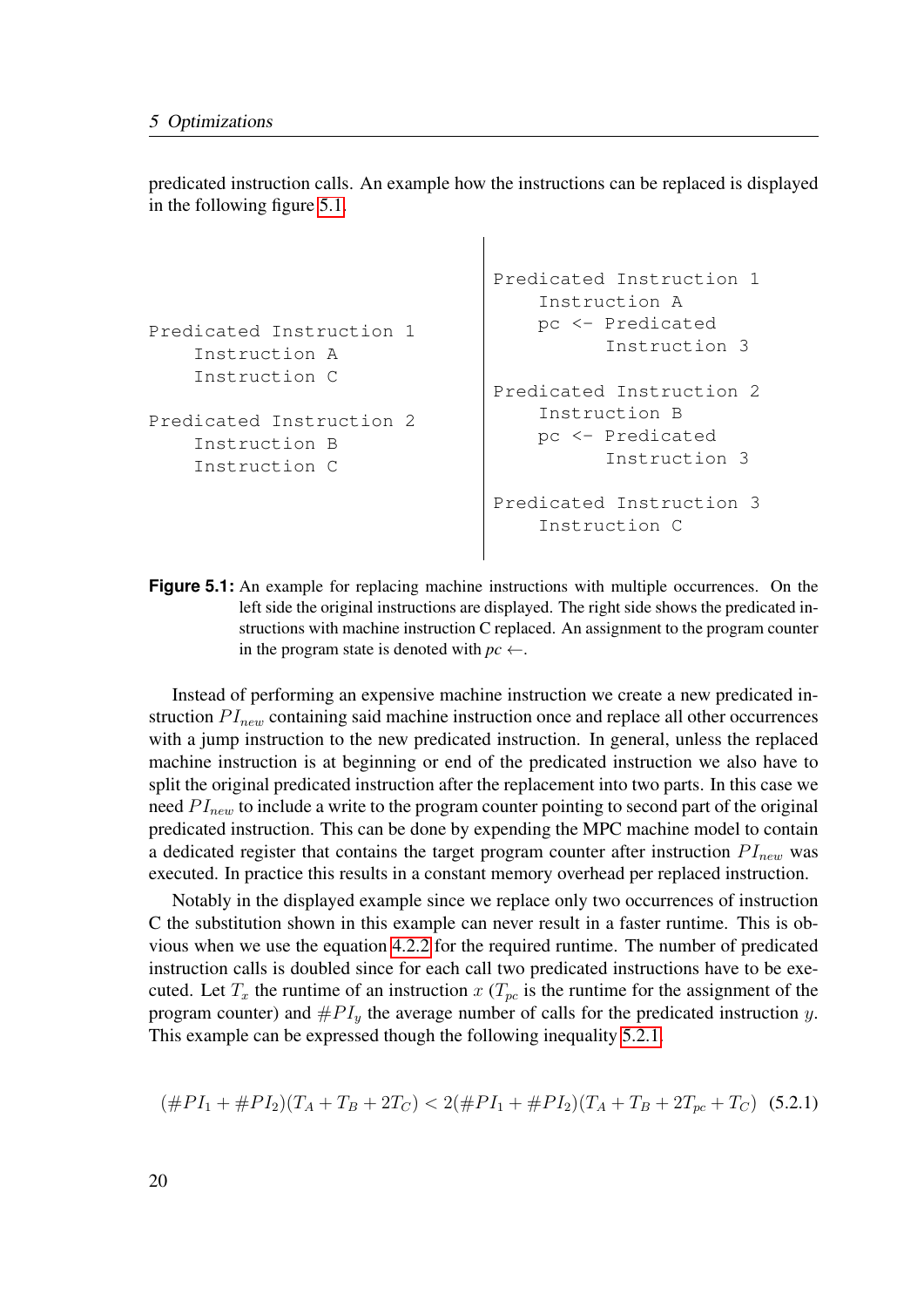predicated instruction calls. An example how the instructions can be replaced is displayed in the following figure 5.1.

```
Predicated Instruction 1
    Instruction A
    Instruction C

Predicated Instruction 2
    Instruction B
    Instruction C
```

```
Predicated Instruction 1
    Instruction A
    pc <- Predicated
          Instruction 3

Predicated Instruction 2
    Instruction B
    pc <- Predicated
          Instruction 3

Predicated Instruction 3
    Instruction C
```

**Figure 5.1:** An example for replacing machine instructions with multiple occurrences. On the left side the original instructions are displayed. The right side shows the predicated instructions with machine instruction C replaced. An assignment to the program counter in the program state is denoted with $pc \leftarrow$.

Instead of performing an expensive machine instruction we create a new predicated instruction $PI_{new}$ containing said machine instruction once and replace all other occurrences with a jump instruction to the new predicated instruction. In general, unless the replaced machine instruction is at beginning or end of the predicated instruction we also have to split the original predicated instruction after the replacement into two parts. In this case we need $PI_{new}$ to include a write to the program counter pointing to second part of the original predicated instruction. This can be done by expending the MPC machine model to contain a dedicated register that contains the target program counter after instruction $PI_{new}$ was executed. In practice this results in a constant memory overhead per replaced instruction.

Notably in the displayed example since we replace only two occurrences of instruction C the substitution shown in this example can never result in a faster runtime. This is obvious when we use the equation 4.2.2 for the required runtime. The number of predicated instruction calls is doubled since for each call two predicated instructions have to be executed. Let $T_x$ the runtime of an instruction $x$ ($T_{pc}$ is the runtime for the assignment of the program counter) and $\#PI_y$ the average number of calls for the predicated instruction $y$. This example can be expressed though the following inequality 5.2.1.

$$(\#PI_1 + \#PI_2)(T_A + T_B + 2T_C) < 2(\#PI_1 + \#PI_2)(T_A + T_B + 2T_{pc} + T_C) \quad (5.2.1)$$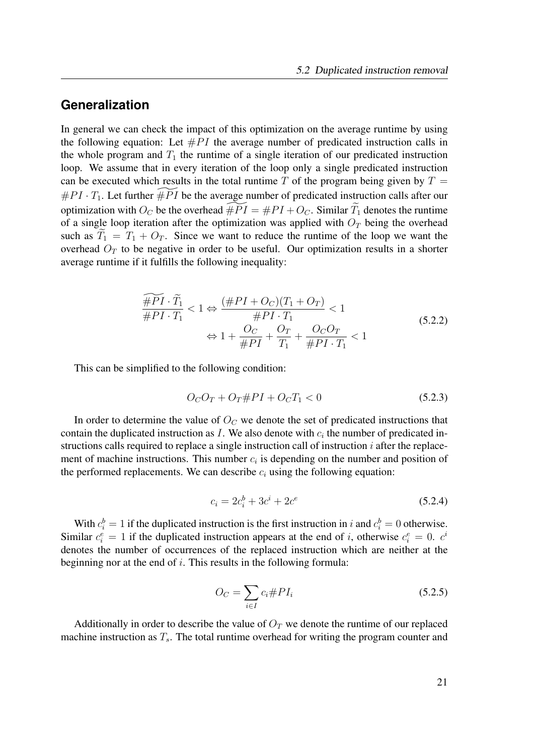## Generalization

In general we can check the impact of this optimization on the average runtime by using the following equation: Let $\#PI$ the average number of predicated instruction calls in the whole program and $T_1$ the runtime of a single iteration of our predicated instruction loop. We assume that in every iteration of the loop only a single predicated instruction can be executed which results in the total runtime $T$ of the program being given by $T = \#PI \cdot T_1$. Let further $\widetilde{\#PI}$ be the average number of predicated instruction calls after our optimization with $O_C$ be the overhead $\widetilde{\#PI} = \#PI + O_C$. Similar $\widetilde{T}_1$ denotes the runtime of a single loop iteration after the optimization was applied with $O_T$ being the overhead such as $\widetilde{T}_1 = T_1 + O_T$. Since we want to reduce the runtime of the loop we want the overhead $O_T$ to be negative in order to be useful. Our optimization results in a shorter average runtime if it fulfills the following inequality:

$$
\begin{aligned}
\frac{\widetilde{\#PI} \cdot \widetilde{T}_1}{\#PI \cdot T_1} < 1 \Leftrightarrow \frac{(\#PI + O_C)(T_1 + O_T)}{\#PI \cdot T_1} < 1 \\
\Leftrightarrow 1 + \frac{O_C}{\#PI} + \frac{O_T}{T_1} + \frac{O_C O_T}{\#PI \cdot T_1} < 1
\end{aligned}
\tag{5.2.2}
$$

This can be simplified to the following condition:

$$
O_C O_T + O_T \#PI + O_C T_1 < 0 \tag{5.2.3}
$$

In order to determine the value of $O_C$ we denote the set of predicated instructions that contain the duplicated instruction as $I$. We also denote with $c_i$ the number of predicated instructions calls required to replace a single instruction call of instruction $i$ after the replacement of machine instructions. This number $c_i$ is depending on the number and position of the performed replacements. We can describe $c_i$ using the following equation:

$$
c_i = 2c_i^b + 3c^i + 2c^e \tag{5.2.4}
$$

With $c_i^b = 1$ if the duplicated instruction is the first instruction in $i$ and $c_i^b = 0$ otherwise. Similar $c_i^e = 1$ if the duplicated instruction appears at the end of $i$, otherwise $c_i^e = 0$. $c^i$ denotes the number of occurrences of the replaced instruction which are neither at the beginning nor at the end of $i$. This results in the following formula:

$$
O_C = \sum_{i \in I} c_i \#PI_i \tag{5.2.5}
$$

Additionally in order to describe the value of $O_T$ we denote the runtime of our replaced machine instruction as $T_s$. The total runtime overhead for writing the program counter and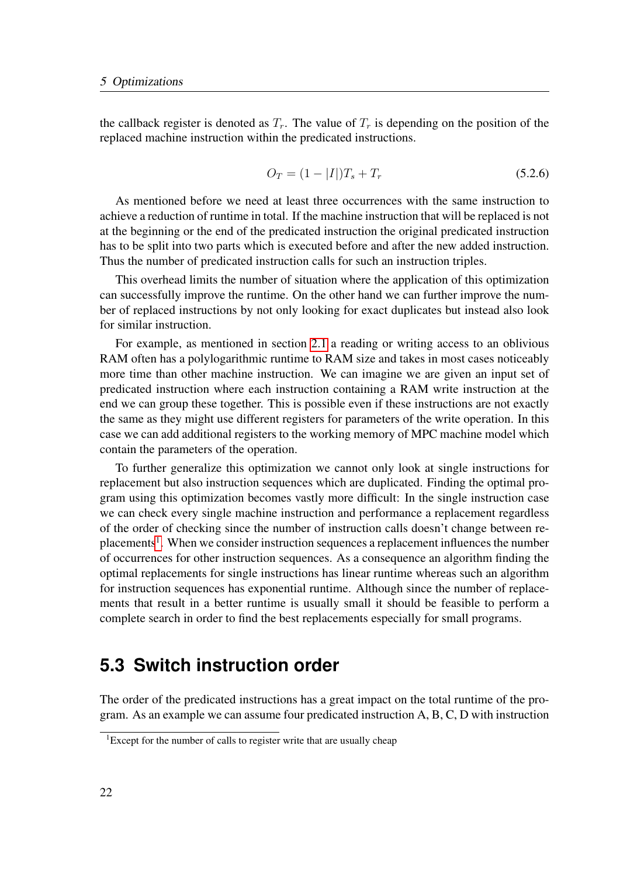the callback register is denoted as $T_r$. The value of $T_r$ is depending on the position of the replaced machine instruction within the predicated instructions.

$$O_T = (1 - |I|)T_s + T_r \tag{5.2.6}$$

As mentioned before we need at least three occurrences with the same instruction to achieve a reduction of runtime in total. If the machine instruction that will be replaced is not at the beginning or the end of the predicated instruction the original predicated instruction has to be split into two parts which is executed before and after the new added instruction. Thus the number of predicated instruction calls for such an instruction triples.

This overhead limits the number of situation where the application of this optimization can successfully improve the runtime. On the other hand we can further improve the number of replaced instructions by not only looking for exact duplicates but instead also look for similar instruction.

For example, as mentioned in section 2.1 a reading or writing access to an oblivious RAM often has a polylogarithmic runtime to RAM size and takes in most cases noticeably more time than other machine instruction. We can imagine we are given an input set of predicated instruction where each instruction containing a RAM write instruction at the end we can group these together. This is possible even if these instructions are not exactly the same as they might use different registers for parameters of the write operation. In this case we can add additional registers to the working memory of MPC machine model which contain the parameters of the operation.

To further generalize this optimization we cannot only look at single instructions for replacement but also instruction sequences which are duplicated. Finding the optimal program using this optimization becomes vastly more difficult: In the single instruction case we can check every single machine instruction and performance a replacement regardless of the order of checking since the number of instruction calls doesn't change between replacements[1]. When we consider instruction sequences a replacement influences the number of occurrences for other instruction sequences. As a consequence an algorithm finding the optimal replacements for single instructions has linear runtime whereas such an algorithm for instruction sequences has exponential runtime. Although since the number of replacements that result in a better runtime is usually small it should be feasible to perform a complete search in order to find the best replacements especially for small programs.

## 5.3 Switch instruction order

The order of the predicated instructions has a great impact on the total runtime of the program. As an example we can assume four predicated instruction A, B, C, D with instruction

[1] Except for the number of calls to register write that are usually cheap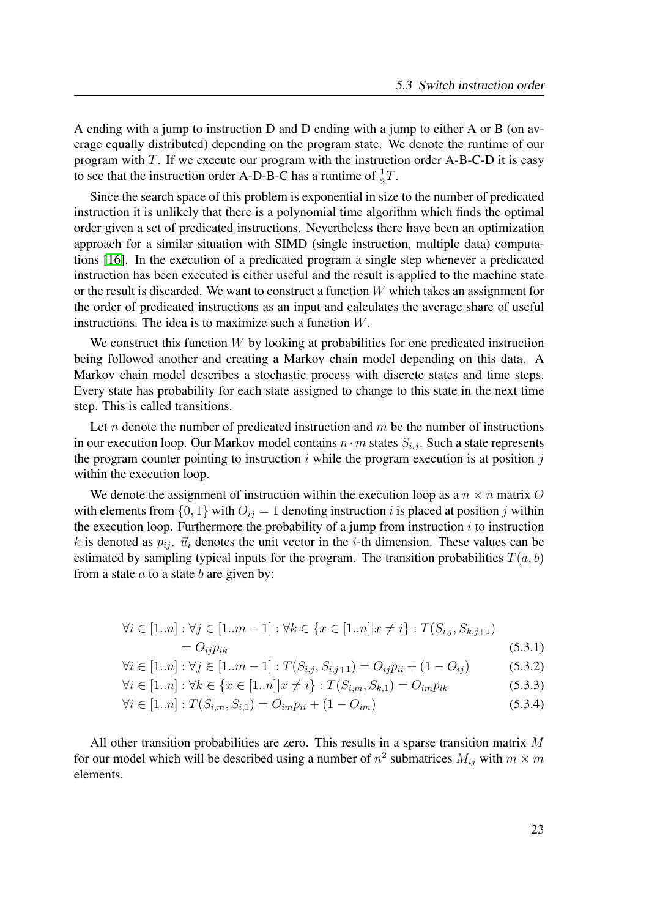A ending with a jump to instruction D and D ending with a jump to either A or B (on average equally distributed) depending on the program state. We denote the runtime of our program with $T$. If we execute our program with the instruction order A-B-C-D it is easy to see that the instruction order A-D-B-C has a runtime of $\frac{1}{2}T$.

Since the search space of this problem is exponential in size to the number of predicated instruction it is unlikely that there is a polynomial time algorithm which finds the optimal order given a set of predicated instructions. Nevertheless there have been an optimization approach for a similar situation with SIMD (single instruction, multiple data) computations [16]. In the execution of a predicated program a single step whenever a predicated instruction has been executed is either useful and the result is applied to the machine state or the result is discarded. We want to construct a function $W$ which takes an assignment for the order of predicated instructions as an input and calculates the average share of useful instructions. The idea is to maximize such a function $W$.

We construct this function $W$ by looking at probabilities for one predicated instruction being followed another and creating a Markov chain model depending on this data. A Markov chain model describes a stochastic process with discrete states and time steps. Every state has probability for each state assigned to change to this state in the next time step. This is called transitions.

Let $n$ denote the number of predicated instruction and $m$ be the number of instructions in our execution loop. Our Markov model contains $n \cdot m$ states $S_{i,j}$. Such a state represents the program counter pointing to instruction $i$ while the program execution is at position $j$ within the execution loop.

We denote the assignment of instruction within the execution loop as a $n \times n$ matrix $O$ with elements from $\{0, 1\}$ with $O_{ij} = 1$ denoting instruction $i$ is placed at position $j$ within the execution loop. Furthermore the probability of a jump from instruction $i$ to instruction $k$ is denoted as $p_{ij}$. $\vec{u}_i$ denotes the unit vector in the $i$-th dimension. These values can be estimated by sampling typical inputs for the program. The transition probabilities $T(a, b)$ from a state $a$ to a state $b$ are given by:

$$\forall i \in [1..n] : \forall j \in [1..m-1] : \forall k \in \{x \in [1..n] | x \neq i\} : T(S_{i,j}, S_{k,j+1}) = O_{ij} p_{ik} \tag{5.3.1}$$

$$\forall i \in [1..n] : \forall j \in [1..m-1] : T(S_{i,j}, S_{i,j+1}) = O_{ij} p_{ii} + (1 - O_{ij}) \tag{5.3.2}$$

$$\forall i \in [1..n] : \forall k \in \{x \in [1..n] | x \neq i\} : T(S_{i,m}, S_{k,1}) = O_{im} p_{ik} \tag{5.3.3}$$

$$\forall i \in [1..n] : T(S_{i,m}, S_{i,1}) = O_{im} p_{ii} + (1 - O_{im}) \tag{5.3.4}$$

All other transition probabilities are zero. This results in a sparse transition matrix $M$ for our model which will be described using a number of $n^2$ submatrices $M_{ij}$ with $m \times m$ elements.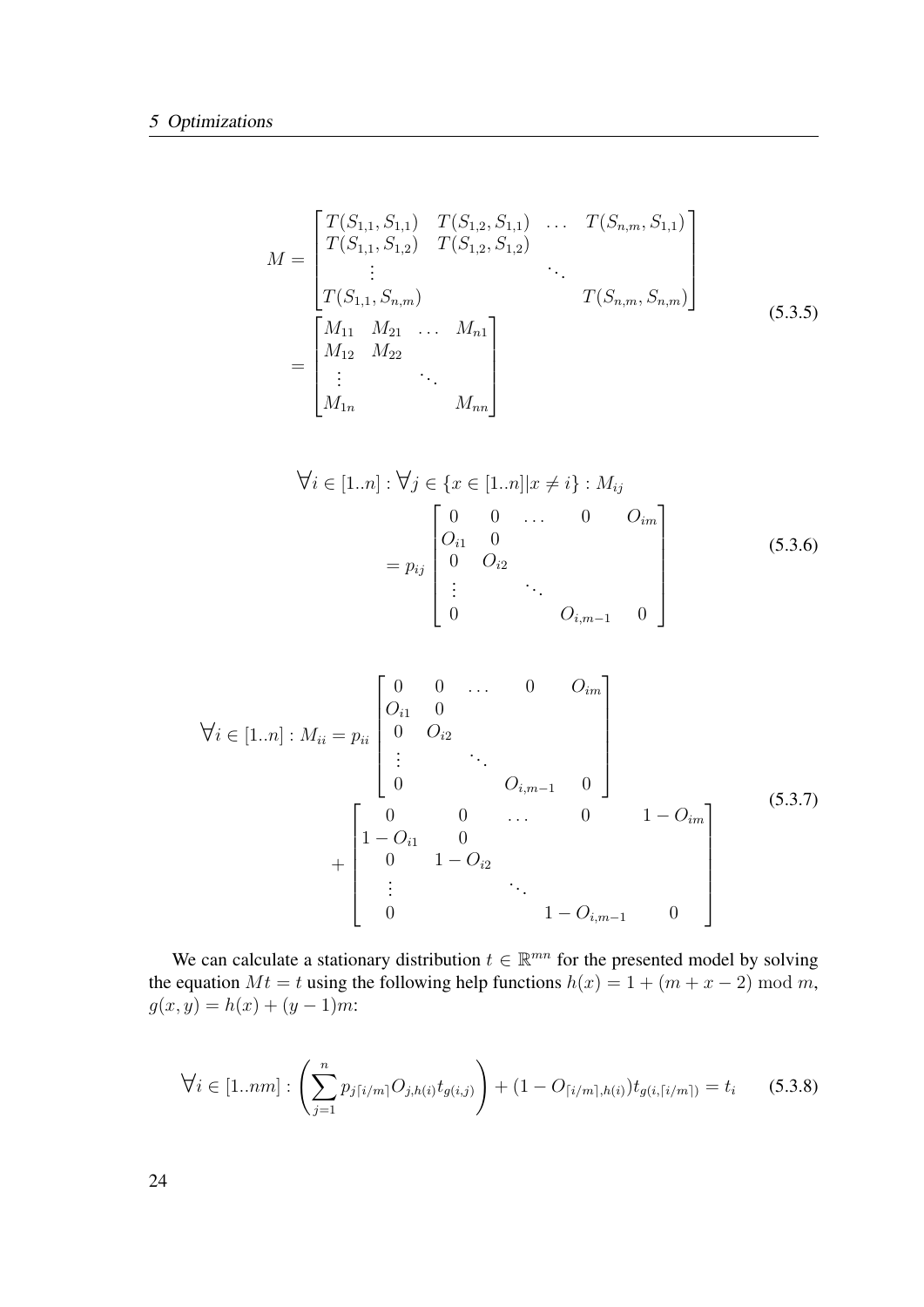$$
\begin{aligned}
M &= \begin{bmatrix}
T(S_{1,1}, S_{1,1}) & T(S_{1,2}, S_{1,1}) & \dots & T(S_{n,m}, S_{1,1}) \\
T(S_{1,1}, S_{1,2}) & T(S_{1,2}, S_{1,2}) & & \\
\vdots & & \ddots & \\
T(S_{1,1}, S_{n,m}) & & & T(S_{n,m}, S_{n,m})
\end{bmatrix} \\
&= \begin{bmatrix}
M_{11} & M_{21} & \dots & M_{n1} \\
M_{12} & M_{22} & & \\
\vdots & & \ddots & \\
M_{1n} & & & M_{nn}
\end{bmatrix}
\end{aligned}
\tag{5.3.5}
$$

$$
\begin{aligned}
\forall i \in [1..n] : \forall j \in \{x \in [1..n] | x \neq i\} : M_{ij} \\
= p_{ij} \begin{bmatrix}
0 & 0 & \dots & 0 & O_{im} \\
O_{i1} & 0 & & & \\
0 & O_{i2} & & & \\
\vdots & & \ddots & & \\
0 & & & O_{i,m-1} & 0
\end{bmatrix}
\end{aligned}
\tag{5.3.6}
$$

$$
\begin{aligned}
\forall i \in [1..n] : M_{ii} = p_{ii} &\begin{bmatrix}
0 & 0 & \dots & 0 & O_{im} \\
O_{i1} & 0 & & & \\
0 & O_{i2} & & & \\
\vdots & & \ddots & & \\
0 & & & O_{i,m-1} & 0
\end{bmatrix} \\
+ &\begin{bmatrix}
0 & 0 & \dots & 0 & 1 - O_{im} \\
1 - O_{i1} & 0 & & & \\
0 & 1 - O_{i2} & & & \\
\vdots & & \ddots & & \\
0 & & & 1 - O_{i,m-1} & 0
\end{bmatrix}
\end{aligned}
\tag{5.3.7}
$$

We can calculate a stationary distribution $t \in \mathbb{R}^{mn}$ for the presented model by solving the equation $Mt = t$ using the following help functions $h(x) = 1 + (m + x - 2) \bmod m$, $g(x, y) = h(x) + (y - 1)m$:

$$
\forall i \in [1..nm] : \left( \sum_{j=1}^{n} p_{j\lceil i/m \rceil} O_{j,h(i)} t_{g(i,j)} \right) + (1 - O_{\lceil i/m \rceil, h(i)}) t_{g(i, \lceil i/m \rceil)} = t_i \tag{5.3.8}
$$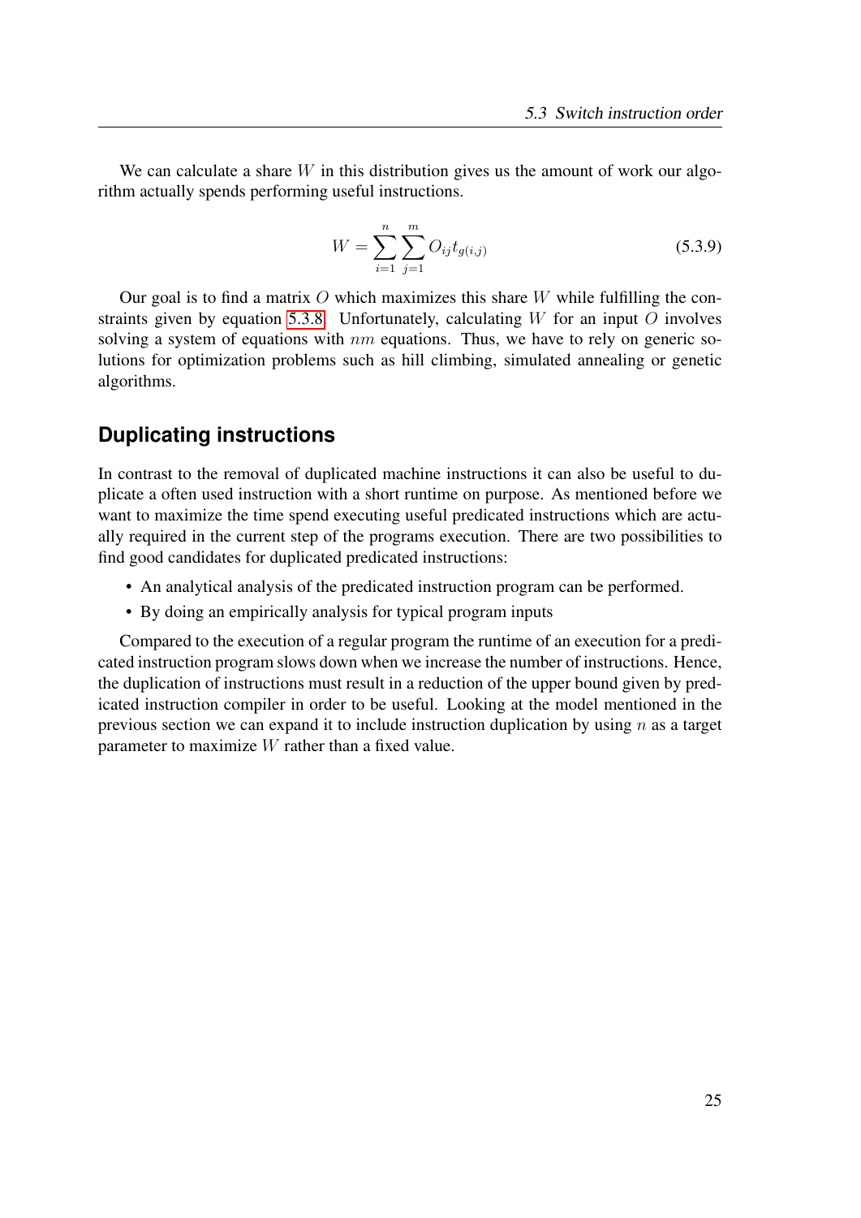We can calculate a share $W$ in this distribution gives us the amount of work our algorithm actually spends performing useful instructions.

$$W = \sum_{i=1}^{n} \sum_{j=1}^{m} O_{ij} t_{g(i,j)} \tag{5.3.9}$$

Our goal is to find a matrix $O$ which maximizes this share $W$ while fulfilling the constraints given by equation 5.3.8. Unfortunately, calculating $W$ for an input $O$ involves solving a system of equations with $nm$ equations. Thus, we have to rely on generic solutions for optimization problems such as hill climbing, simulated annealing or genetic algorithms.

## Duplicating instructions

In contrast to the removal of duplicated machine instructions it can also be useful to duplicate a often used instruction with a short runtime on purpose. As mentioned before we want to maximize the time spend executing useful predicated instructions which are actually required in the current step of the programs execution. There are two possibilities to find good candidates for duplicated predicated instructions:

- An analytical analysis of the predicated instruction program can be performed.
- By doing an empirically analysis for typical program inputs

Compared to the execution of a regular program the runtime of an execution for a predicated instruction program slows down when we increase the number of instructions. Hence, the duplication of instructions must result in a reduction of the upper bound given by predicated instruction compiler in order to be useful. Looking at the model mentioned in the previous section we can expand it to include instruction duplication by using $n$ as a target parameter to maximize $W$ rather than a fixed value.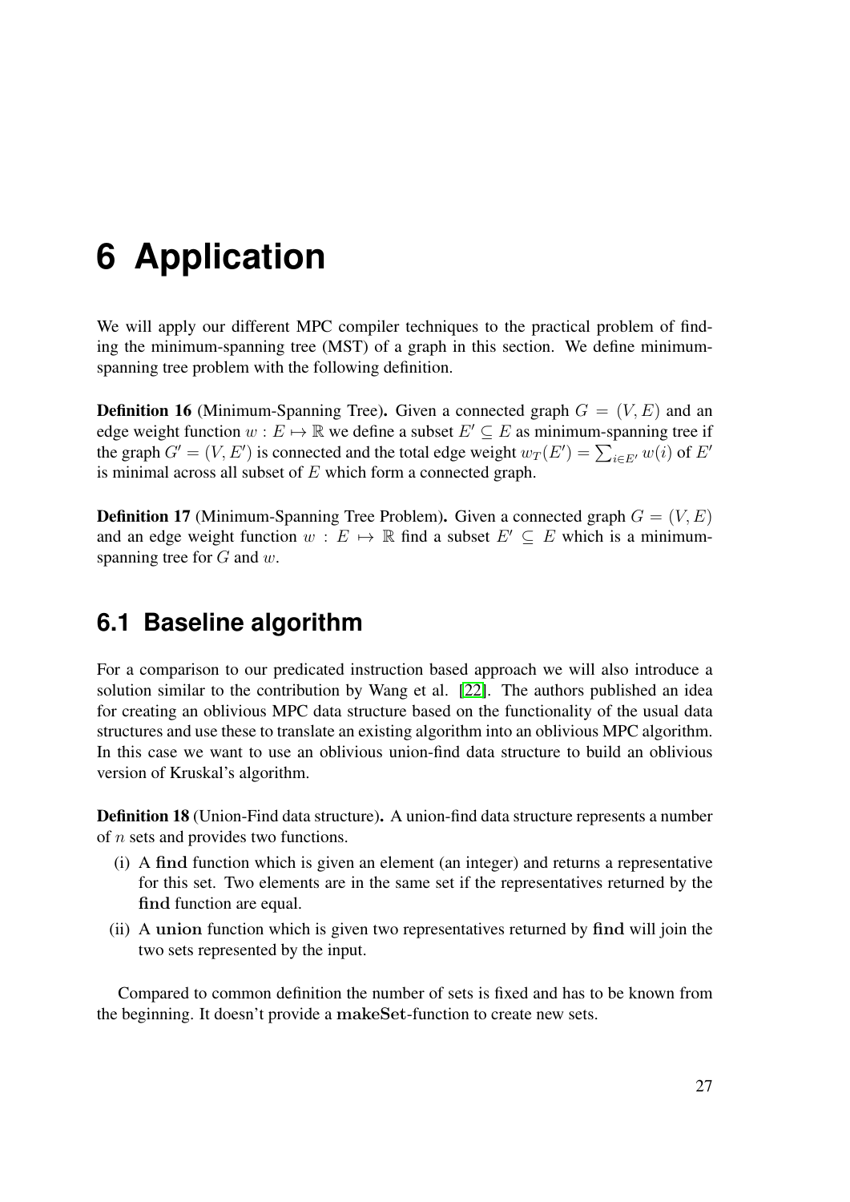# 6 Application

We will apply our different MPC compiler techniques to the practical problem of finding the minimum-spanning tree (MST) of a graph in this section. We define minimum-spanning tree problem with the following definition.

**Definition 16** (Minimum-Spanning Tree)**.** Given a connected graph $G = (V, E)$ and an edge weight function $w : E \mapsto \mathbb{R}$ we define a subset $E' \subseteq E$ as minimum-spanning tree if the graph $G' = (V, E')$ is connected and the total edge weight $w_T(E') = \sum_{i \in E'} w(i)$ of $E'$ is minimal across all subset of $E$ which form a connected graph.

**Definition 17** (Minimum-Spanning Tree Problem)**.** Given a connected graph $G = (V, E)$ and an edge weight function $w : E \mapsto \mathbb{R}$ find a subset $E' \subseteq E$ which is a minimum-spanning tree for $G$ and $w$.

## 6.1 Baseline algorithm

For a comparison to our predicated instruction based approach we will also introduce a solution similar to the contribution by Wang et al. [22]. The authors published an idea for creating an oblivious MPC data structure based on the functionality of the usual data structures and use these to translate an existing algorithm into an oblivious MPC algorithm. In this case we want to use an oblivious union-find data structure to build an oblivious version of Kruskal's algorithm.

**Definition 18** (Union-Find data structure)**.** A union-find data structure represents a number of $n$ sets and provides two functions.

(i) A **find** function which is given an element (an integer) and returns a representative for this set. Two elements are in the same set if the representatives returned by the **find** function are equal.

(ii) A **union** function which is given two representatives returned by **find** will join the two sets represented by the input.

Compared to common definition the number of sets is fixed and has to be known from the beginning. It doesn't provide a **makeSet**-function to create new sets.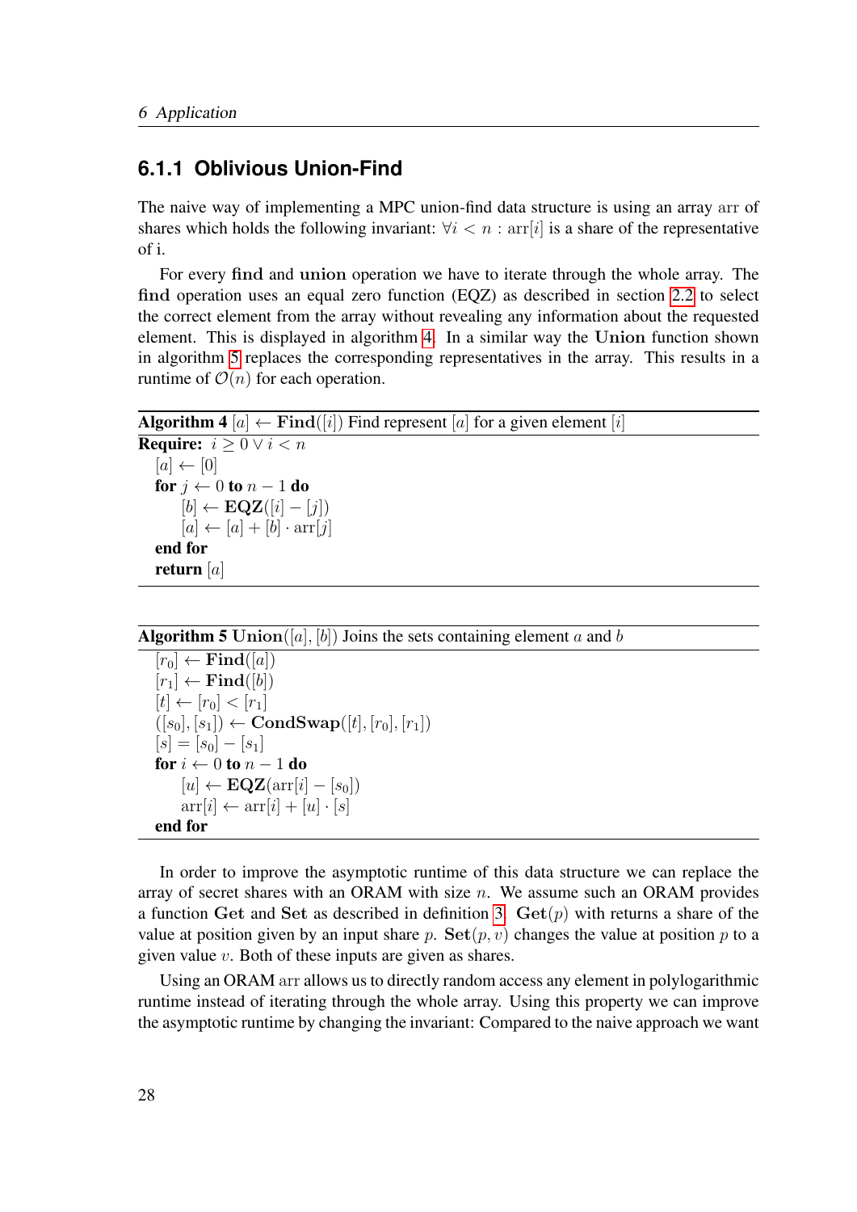### 6.1.1 Oblivious Union-Find

The naive way of implementing a MPC union-find data structure is using an array arr of shares which holds the following invariant: $\forall i < n : \text{arr}[i]$ is a share of the representative of i.

For every **find** and **union** operation we have to iterate through the whole array. The **find** operation uses an equal zero function (EQZ) as described in section 2.2 to select the correct element from the array without revealing any information about the requested element. This is displayed in algorithm 4. In a similar way the **Union** function shown in algorithm 5 replaces the corresponding representatives in the array. This results in a runtime of $\mathcal{O}(n)$ for each operation.

**Algorithm 4** $[a] \leftarrow \textbf{Find}([i])$ Find represent $[a]$ for a given element $[i]$

```
Require: i ≥ 0 ∨ i < n
  [a] ← [0]
  for j ← 0 to n − 1 do
      [b] ← EQZ([i] − [j])
      [a] ← [a] + [b] · arr[j]
  end for
  return [a]
```

**Algorithm 5** $\textbf{Union}([a], [b])$ Joins the sets containing element $a$ and $b$

```
  [r_0] ← Find([a])
  [r_1] ← Find([b])
  [t] ← [r_0] < [r_1]
  ([s_0], [s_1]) ← CondSwap([t], [r_0], [r_1])
  [s] = [s_0] − [s_1]
  for i ← 0 to n − 1 do
      [u] ← EQZ(arr[i] − [s_0])
      arr[i] ← arr[i] + [u] · [s]
  end for
```

In order to improve the asymptotic runtime of this data structure we can replace the array of secret shares with an ORAM with size $n$. We assume such an ORAM provides a function **Get** and **Set** as described in definition 3. $\textbf{Get}(p)$ with returns a share of the value at position given by an input share $p$. $\textbf{Set}(p, v)$ changes the value at position $p$ to a given value $v$. Both of these inputs are given as shares.

Using an ORAM arr allows us to directly random access any element in polylogarithmic runtime instead of iterating through the whole array. Using this property we can improve the asymptotic runtime by changing the invariant: Compared to the naive approach we want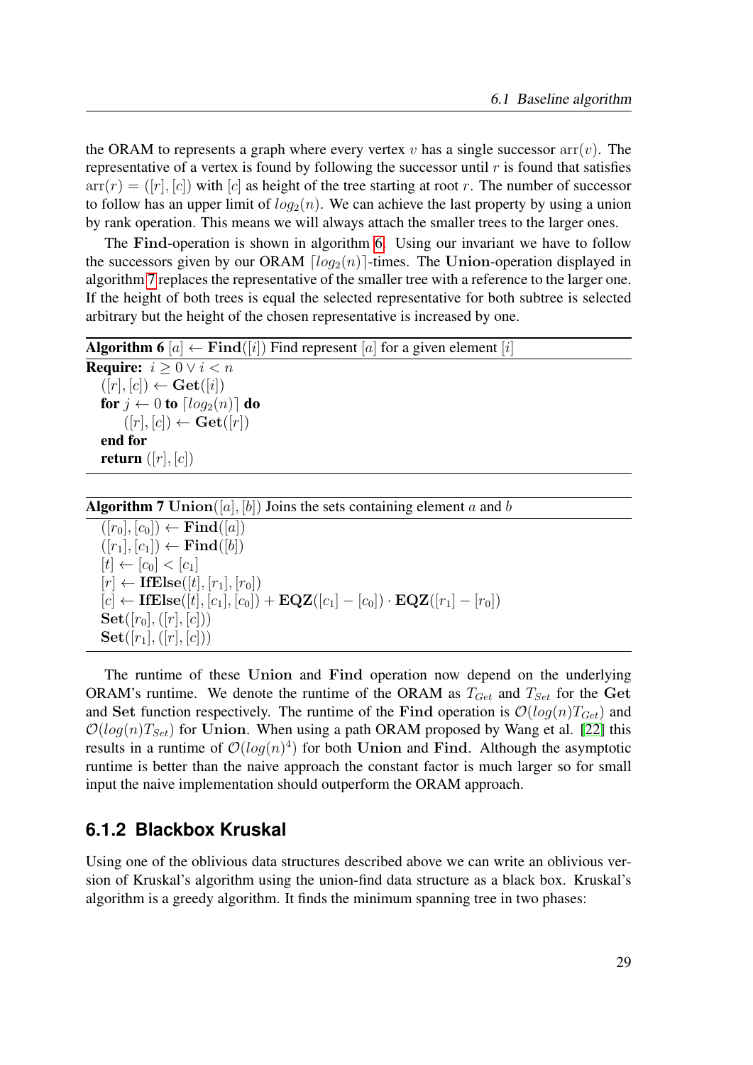the ORAM to represents a graph where every vertex $v$ has a single successor $\text{arr}(v)$. The representative of a vertex is found by following the successor until $r$ is found that satisfies $\text{arr}(r) = ([r], [c])$ with $[c]$ as height of the tree starting at root $r$. The number of successor to follow has an upper limit of $log_2(n)$. We can achieve the last property by using a union by rank operation. This means we will always attach the smaller trees to the larger ones.

The **Find**-operation is shown in algorithm 6. Using our invariant we have to follow the successors given by our ORAM $\lceil log_2(n) \rceil$-times. The **Union**-operation displayed in algorithm 7 replaces the representative of the smaller tree with a reference to the larger one. If the height of both trees is equal the selected representative for both subtree is selected arbitrary but the height of the chosen representative is increased by one.

**Algorithm 6** $[a] \leftarrow \textbf{Find}([i])$ Find represent $[a]$ for a given element $[i]$

```
Require: i ≥ 0 ∨ i < n
  ([r], [c]) ← Get([i])
  for j ← 0 to ⌈log_2(n)⌉ do
      ([r], [c]) ← Get([r])
  end for
  return ([r], [c])
```

**Algorithm 7** $\textbf{Union}([a], [b])$ Joins the sets containing element $a$ and $b$

```
  ([r_0], [c_0]) ← Find([a])
  ([r_1], [c_1]) ← Find([b])
  [t] ← [c_0] < [c_1]
  [r] ← IfElse([t], [r_1], [r_0])
  [c] ← IfElse([t], [c_1], [c_0]) + EQZ([c_1] − [c_0]) · EQZ([r_1] − [r_0])
  Set([r_0], ([r], [c]))
  Set([r_1], ([r], [c]))
```

The runtime of these **Union** and **Find** operation now depend on the underlying ORAM's runtime. We denote the runtime of the ORAM as $T_{Get}$ and $T_{Set}$ for the **Get** and **Set** function respectively. The runtime of the **Find** operation is $\mathcal{O}(log(n)T_{Get})$ and $\mathcal{O}(log(n)T_{Set})$ for **Union**. When using a path ORAM proposed by Wang et al. [22] this results in a runtime of $\mathcal{O}(log(n)^4)$ for both **Union** and **Find**. Although the asymptotic runtime is better than the naive approach the constant factor is much larger so for small input the naive implementation should outperform the ORAM approach.

### 6.1.2 Blackbox Kruskal

Using one of the oblivious data structures described above we can write an oblivious version of Kruskal's algorithm using the union-find data structure as a black box. Kruskal's algorithm is a greedy algorithm. It finds the minimum spanning tree in two phases: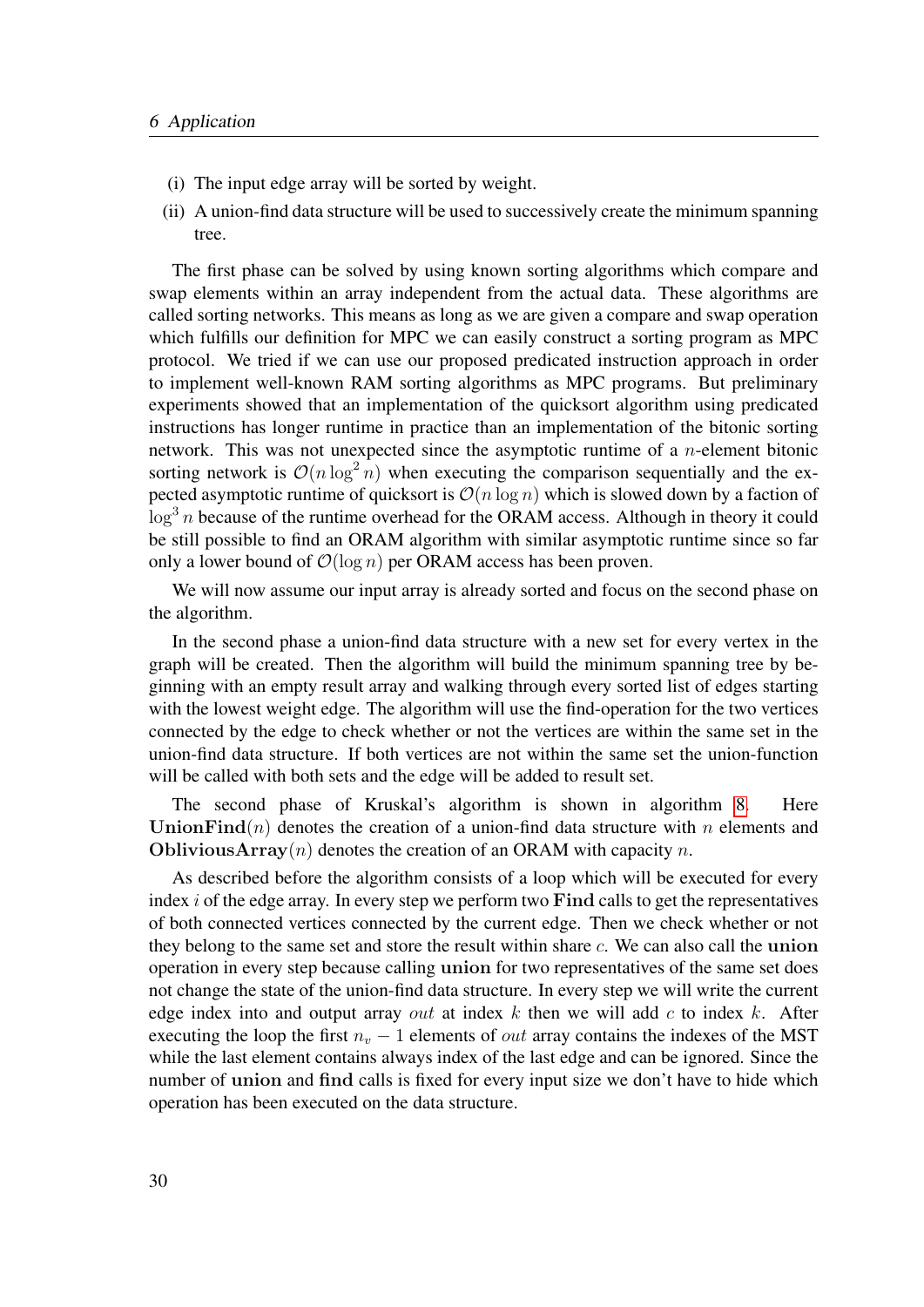(i) The input edge array will be sorted by weight.

(ii) A union-find data structure will be used to successively create the minimum spanning tree.

The first phase can be solved by using known sorting algorithms which compare and swap elements within an array independent from the actual data. These algorithms are called sorting networks. This means as long as we are given a compare and swap operation which fulfills our definition for MPC we can easily construct a sorting program as MPC protocol. We tried if we can use our proposed predicated instruction approach in order to implement well-known RAM sorting algorithms as MPC programs. But preliminary experiments showed that an implementation of the quicksort algorithm using predicated instructions has longer runtime in practice than an implementation of the bitonic sorting network. This was not unexpected since the asymptotic runtime of a $n$-element bitonic sorting network is $\mathcal{O}(n \log^2 n)$ when executing the comparison sequentially and the expected asymptotic runtime of quicksort is $\mathcal{O}(n \log n)$ which is slowed down by a faction of $\log^3 n$ because of the runtime overhead for the ORAM access. Although in theory it could be still possible to find an ORAM algorithm with similar asymptotic runtime since so far only a lower bound of $\mathcal{O}(\log n)$ per ORAM access has been proven.

We will now assume our input array is already sorted and focus on the second phase on the algorithm.

In the second phase a union-find data structure with a new set for every vertex in the graph will be created. Then the algorithm will build the minimum spanning tree by beginning with an empty result array and walking through every sorted list of edges starting with the lowest weight edge. The algorithm will use the find-operation for the two vertices connected by the edge to check whether or not the vertices are within the same set in the union-find data structure. If both vertices are not within the same set the union-function will be called with both sets and the edge will be added to result set.

The second phase of Kruskal's algorithm is shown in algorithm 8. Here **UnionFind**$(n)$ denotes the creation of a union-find data structure with $n$ elements and **ObliviousArray**$(n)$ denotes the creation of an ORAM with capacity $n$.

As described before the algorithm consists of a loop which will be executed for every index $i$ of the edge array. In every step we perform two **Find** calls to get the representatives of both connected vertices connected by the current edge. Then we check whether or not they belong to the same set and store the result within share $c$. We can also call the **union** operation in every step because calling **union** for two representatives of the same set does not change the state of the union-find data structure. In every step we will write the current edge index into and output array $out$ at index $k$ then we will add $c$ to index $k$. After executing the loop the first $n_v - 1$ elements of $out$ array contains the indexes of the MST while the last element contains always index of the last edge and can be ignored. Since the number of **union** and **find** calls is fixed for every input size we don't have to hide which operation has been executed on the data structure.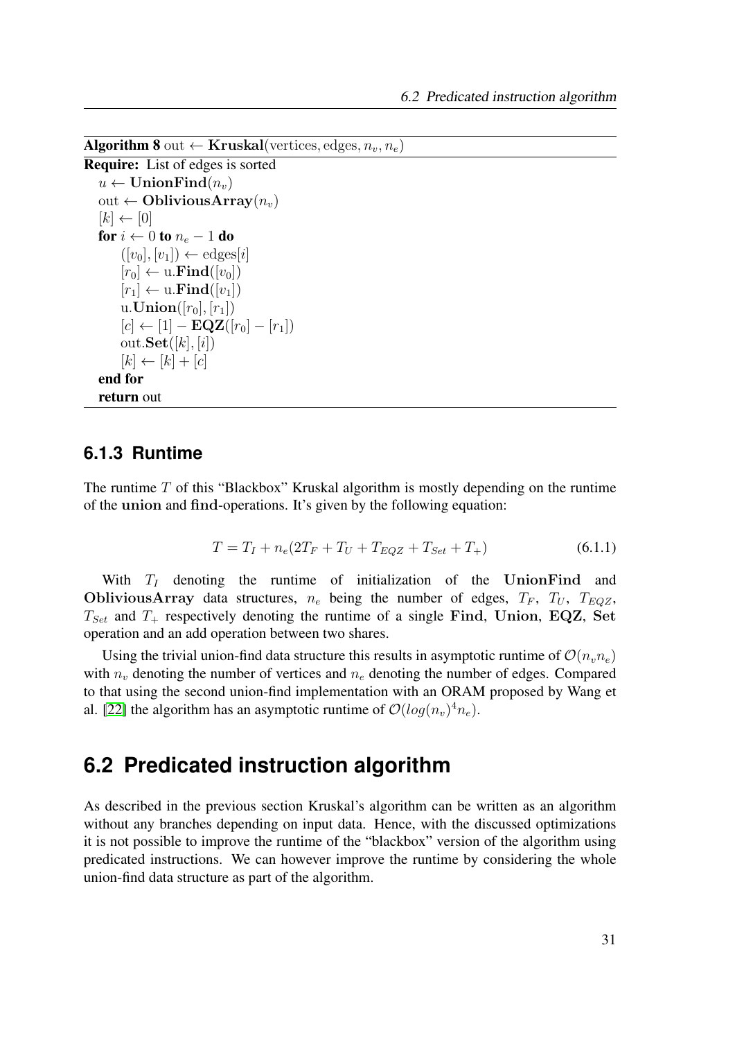**Algorithm 8** out $\leftarrow$ **Kruskal**(vertices, edges, $n_v$, $n_e$)

```
Require: List of edges is sorted
  u ← UnionFind(n_v)
  out ← ObliviousArray(n_v)
  [k] ← [0]
  for i ← 0 to n_e − 1 do
      ([v_0], [v_1]) ← edges[i]
      [r_0] ← u.Find([v_0])
      [r_1] ← u.Find([v_1])
      u.Union([r_0], [r_1])
      [c] ← [1] − EQZ([r_0] − [r_1])
      out.Set([k], [i])
      [k] ← [k] + [c]
  end for
  return out
```

### 6.1.3 Runtime

The runtime $T$ of this "Blackbox" Kruskal algorithm is mostly depending on the runtime of the **union** and **find**-operations. It's given by the following equation:

$$T = T_I + n_e(2T_F + T_U + T_{EQZ} + T_{Set} + T_+) \tag{6.1.1}$$

With $T_I$ denoting the runtime of initialization of the **UnionFind** and **ObliviousArray** data structures, $n_e$ being the number of edges, $T_F$, $T_U$, $T_{EQZ}$, $T_{Set}$ and $T_+$ respectively denoting the runtime of a single **Find**, **Union**, **EQZ**, **Set** operation and an add operation between two shares.

Using the trivial union-find data structure this results in asymptotic runtime of $\mathcal{O}(n_v n_e)$ with $n_v$ denoting the number of vertices and $n_e$ denoting the number of edges. Compared to that using the second union-find implementation with an ORAM proposed by Wang et al. [22] the algorithm has an asymptotic runtime of $\mathcal{O}(log(n_v)^4 n_e)$.

## 6.2 Predicated instruction algorithm

As described in the previous section Kruskal's algorithm can be written as an algorithm without any branches depending on input data. Hence, with the discussed optimizations it is not possible to improve the runtime of the "blackbox" version of the algorithm using predicated instructions. We can however improve the runtime by considering the whole union-find data structure as part of the algorithm.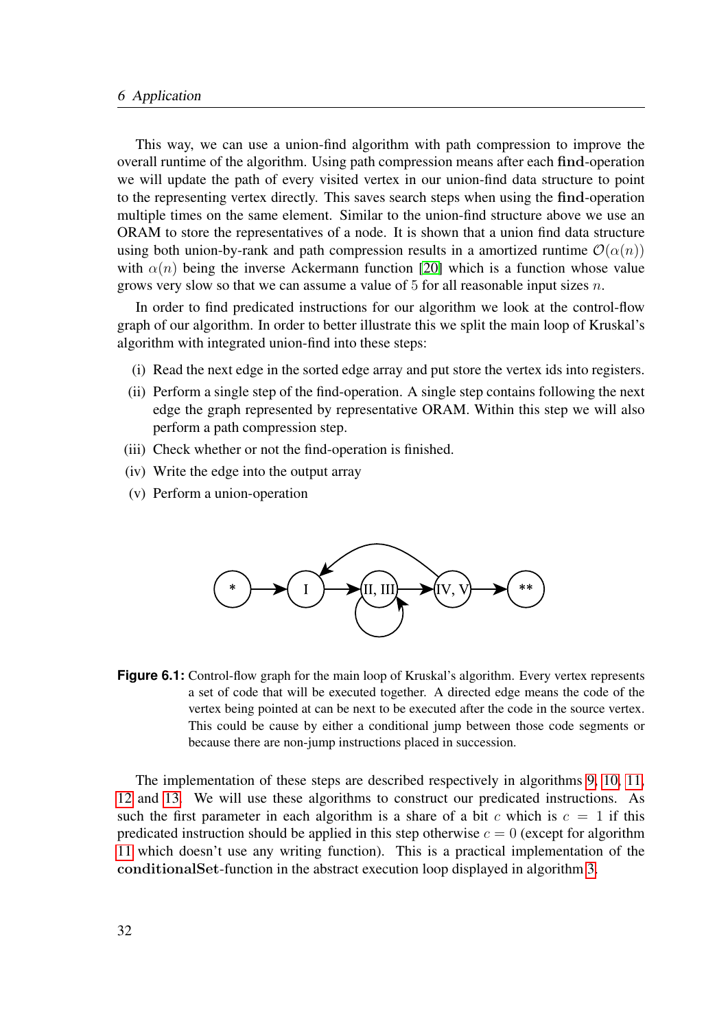This way, we can use a union-find algorithm with path compression to improve the overall runtime of the algorithm. Using path compression means after each **find**-operation we will update the path of every visited vertex in our union-find data structure to point to the representing vertex directly. This saves search steps when using the **find**-operation multiple times on the same element. Similar to the union-find structure above we use an ORAM to store the representatives of a node. It is shown that a union find data structure using both union-by-rank and path compression results in a amortized runtime $\mathcal{O}(\alpha(n))$ with $\alpha(n)$ being the inverse Ackermann function [20] which is a function whose value grows very slow so that we can assume a value of 5 for all reasonable input sizes $n$.

In order to find predicated instructions for our algorithm we look at the control-flow graph of our algorithm. In order to better illustrate this we split the main loop of Kruskal's algorithm with integrated union-find into these steps:

(i) Read the next edge in the sorted edge array and put store the vertex ids into registers.

(ii) Perform a single step of the find-operation. A single step contains following the next edge the graph represented by representative ORAM. Within this step we will also perform a path compression step.

(iii) Check whether or not the find-operation is finished.

(iv) Write the edge into the output array

(v) Perform a union-operation

**Figure 6.1:** Control-flow graph for the main loop of Kruskal's algorithm. Every vertex represents a set of code that will be executed together. A directed edge means the code of the vertex being pointed at can be next to be executed after the code in the source vertex. This could be cause by either a conditional jump between those code segments or because there are non-jump instructions placed in succession.

The implementation of these steps are described respectively in algorithms 9, 10, 11, 12 and 13. We will use these algorithms to construct our predicated instructions. As such the first parameter in each algorithm is a share of a bit $c$ which is $c = 1$ if this predicated instruction should be applied in this step otherwise $c = 0$ (except for algorithm 11 which doesn't use any writing function). This is a practical implementation of the **conditionalSet**-function in the abstract execution loop displayed in algorithm 3.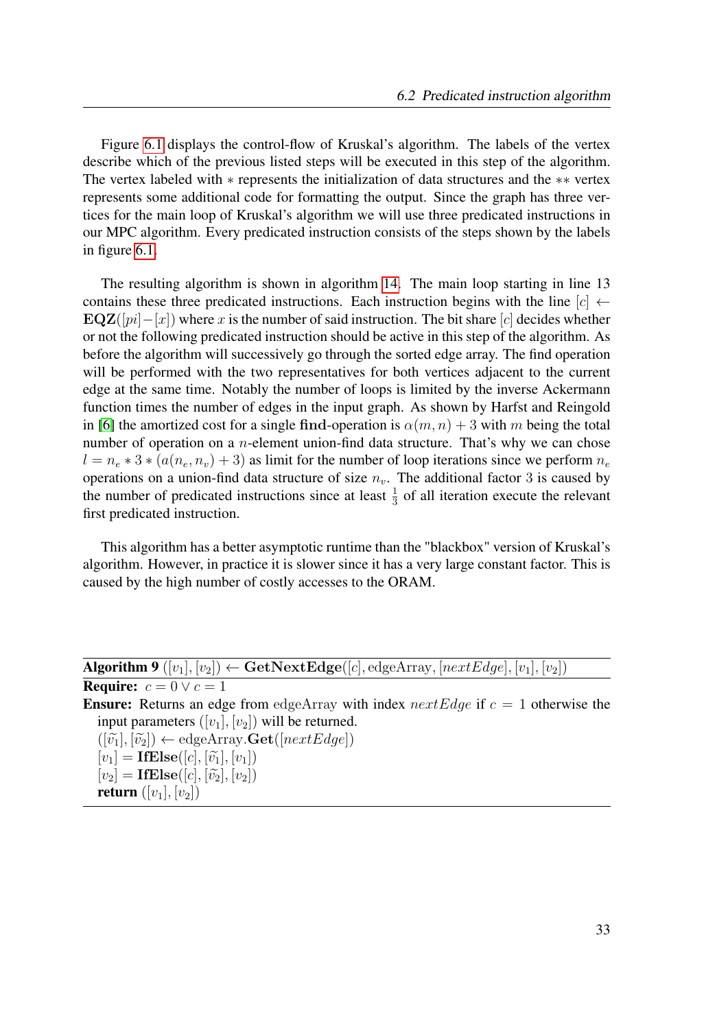Figure 6.1 displays the control-flow of Kruskal's algorithm. The labels of the vertex describe which of the previous listed steps will be executed in this step of the algorithm. The vertex labeled with $*$ represents the initialization of data structures and the $**$ vertex represents some additional code for formatting the output. Since the graph has three vertices for the main loop of Kruskal's algorithm we will use three predicated instructions in our MPC algorithm. Every predicated instruction consists of the steps shown by the labels in figure 6.1.

The resulting algorithm is shown in algorithm 14. The main loop starting in line 13 contains these three predicated instructions. Each instruction begins with the line $[c] \leftarrow \mathbf{EQZ}([pi]-[x])$ where $x$ is the number of said instruction. The bit share $[c]$ decides whether or not the following predicated instruction should be active in this step of the algorithm. As before the algorithm will successively go through the sorted edge array. The find operation will be performed with the two representatives for both vertices adjacent to the current edge at the same time. Notably the number of loops is limited by the inverse Ackermann function times the number of edges in the input graph. As shown by Harfst and Reingold in [6] the amortized cost for a single **find**-operation is $\alpha(m,n)+3$ with $m$ being the total number of operation on a $n$-element union-find data structure. That's why we can chose $l = n_e * 3 * (a(n_e, n_v) + 3)$ as limit for the number of loop iterations since we perform $n_e$ operations on a union-find data structure of size $n_v$. The additional factor 3 is caused by the number of predicated instructions since at least $\frac{1}{3}$ of all iteration execute the relevant first predicated instruction.

This algorithm has a better asymptotic runtime than the "blackbox" version of Kruskal's algorithm. However, in practice it is slower since it has a very large constant factor. This is caused by the high number of costly accesses to the ORAM.

**Algorithm 9** $([v_1], [v_2]) \leftarrow \mathbf{GetNextEdge}([c], \text{edgeArray}, [nextEdge], [v_1], [v_2])$

**Require:** $c = 0 \lor c = 1$

**Ensure:** Returns an edge from edgeArray with index $nextEdge$ if $c = 1$ otherwise the input parameters $([v_1], [v_2])$ will be returned.

$([\widetilde{v_1}], [\widetilde{v_2}]) \leftarrow \text{edgeArray}.\mathbf{Get}([nextEdge])$

$[v_1] = \mathbf{IfElse}([c], [\widetilde{v_1}], [v_1])$

$[v_2] = \mathbf{IfElse}([c], [\widetilde{v_2}], [v_2])$

**return** $([v_1], [v_2])$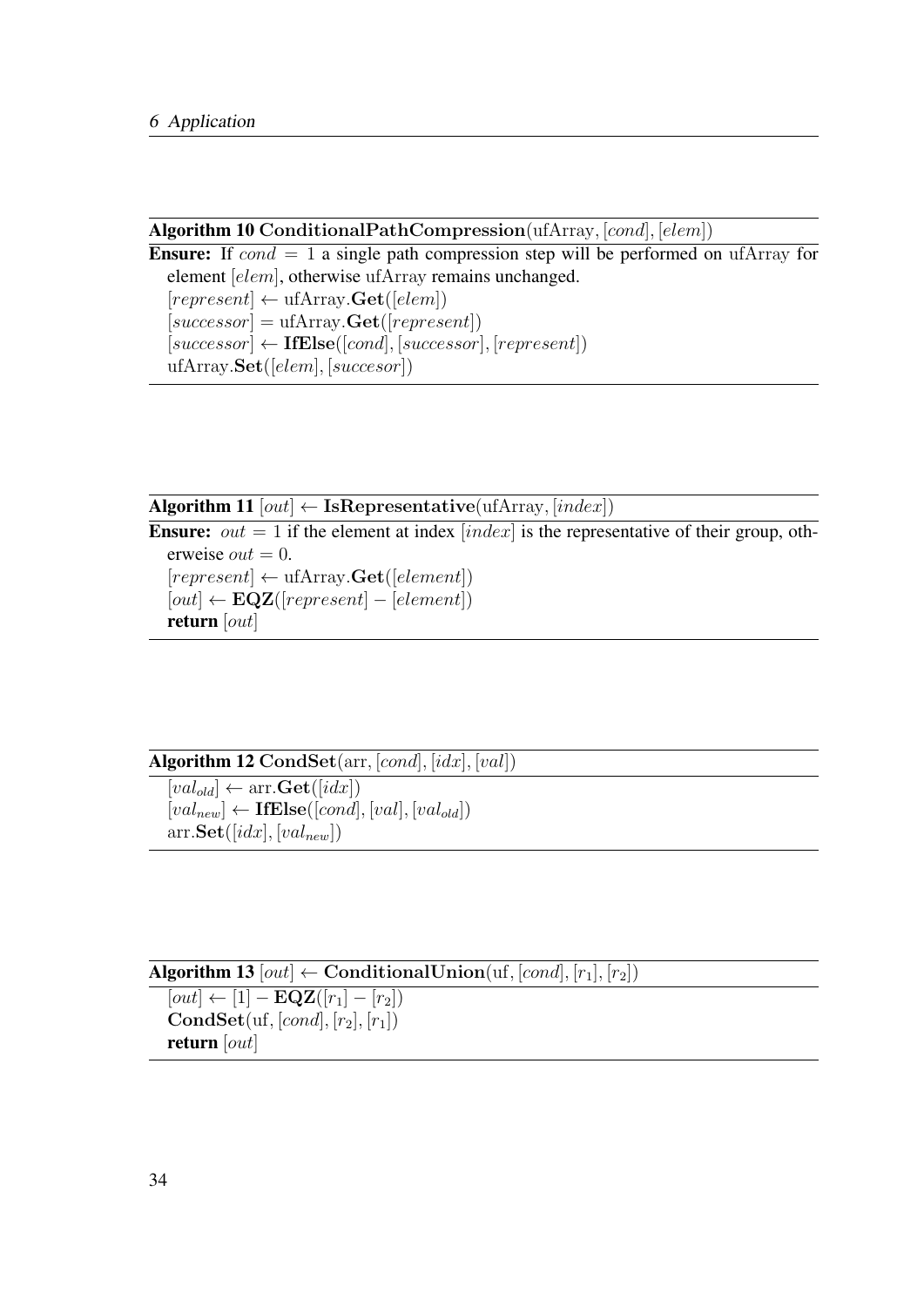**Algorithm 10** $\textbf{ConditionalPathCompression}(\text{ufArray}, [cond], [elem])$

**Ensure:** If $cond = 1$ a single path compression step will be performed on ufArray for element $[elem]$, otherwise ufArray remains unchanged.

$[represent] \leftarrow \text{ufArray}.\textbf{Get}([elem])$
$[successor] = \text{ufArray}.\textbf{Get}([represent])$
$[successor] \leftarrow \textbf{IfElse}([cond], [successor], [represent])$
$\text{ufArray}.\textbf{Set}([elem], [succesor])$

**Algorithm 11** $[out] \leftarrow \textbf{IsRepresentative}(\text{ufArray}, [index])$

**Ensure:** $out = 1$ if the element at index $[index]$ is the representative of their group, otherweise $out = 0$.

$[represent] \leftarrow \text{ufArray}.\textbf{Get}([element])$
$[out] \leftarrow \textbf{EQZ}([represent] - [element])$
**return** $[out]$

**Algorithm 12** $\textbf{CondSet}(\text{arr}, [cond], [idx], [val])$

$[val_{old}] \leftarrow \text{arr}.\textbf{Get}([idx])$
$[val_{new}] \leftarrow \textbf{IfElse}([cond], [val], [val_{old}])$
$\text{arr}.\textbf{Set}([idx], [val_{new}])$

**Algorithm 13** $[out] \leftarrow \textbf{ConditionalUnion}(\text{uf}, [cond], [r_1], [r_2])$

$[out] \leftarrow [1] - \textbf{EQZ}([r_1] - [r_2])$
$\textbf{CondSet}(\text{uf}, [cond], [r_2], [r_1])$
**return** $[out]$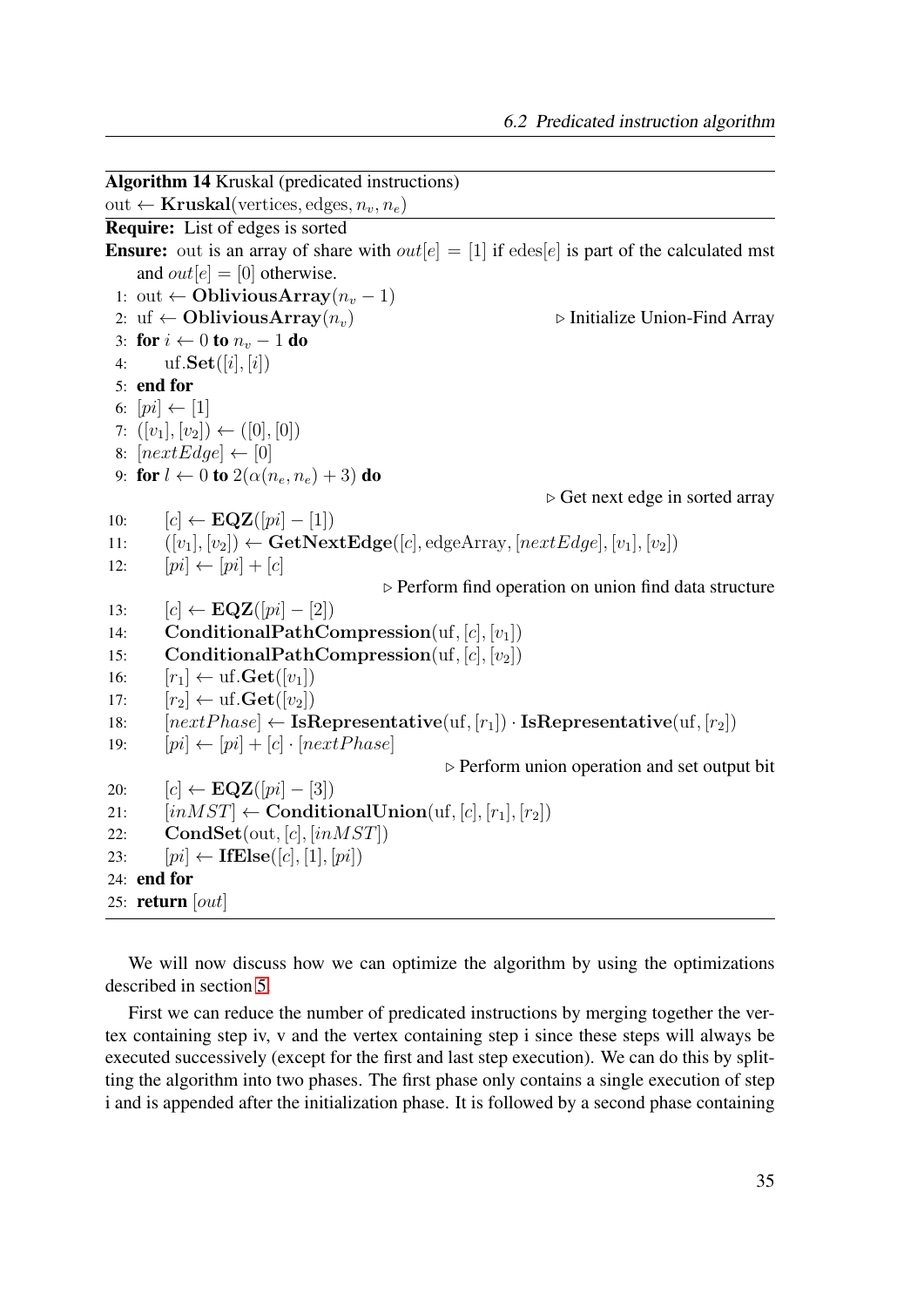**Algorithm 14** Kruskal (predicated instructions)

out ← **Kruskal**(vertices, edges, $n_v$, $n_e$)

**Require:** List of edges is sorted

**Ensure:** out is an array of share with $out[e] = [1]$ if edes[$e$] is part of the calculated mst and $out[e] = [0]$ otherwise.

```
1: out ← ObliviousArray(n_v − 1)
2: uf ← ObliviousArray(n_v)                              ▷ Initialize Union-Find Array
3: for i ← 0 to n_v − 1 do
4:     uf.Set([i], [i])
5: end for
6: [pi] ← [1]
7: ([v_1], [v_2]) ← ([0], [0])
8: [nextEdge] ← [0]
9: for l ← 0 to 2(α(n_e, n_e) + 3) do
                                                          ▷ Get next edge in sorted array
10:    [c] ← EQZ([pi] − [1])
11:    ([v_1], [v_2]) ← GetNextEdge([c], edgeArray, [nextEdge], [v_1], [v_2])
12:    [pi] ← [pi] + [c]
                                          ▷ Perform find operation on union find data structure
13:    [c] ← EQZ([pi] − [2])
14:    ConditionalPathCompression(uf, [c], [v_1])
15:    ConditionalPathCompression(uf, [c], [v_2])
16:    [r_1] ← uf.Get([v_1])
17:    [r_2] ← uf.Get([v_2])
18:    [nextPhase] ← IsRepresentative(uf, [r_1]) · IsRepresentative(uf, [r_2])
19:    [pi] ← [pi] + [c] · [nextPhase]
                                                  ▷ Perform union operation and set output bit
20:    [c] ← EQZ([pi] − [3])
21:    [inMST] ← ConditionalUnion(uf, [c], [r_1], [r_2])
22:    CondSet(out, [c], [inMST])
23:    [pi] ← IfElse([c], [1], [pi])
24: end for
25: return [out]
```

We will now discuss how we can optimize the algorithm by using the optimizations described in section 5.

First we can reduce the number of predicated instructions by merging together the vertex containing step iv, v and the vertex containing step i since these steps will always be executed successively (except for the first and last step execution). We can do this by splitting the algorithm into two phases. The first phase only contains a single execution of step i and is appended after the initialization phase. It is followed by a second phase containing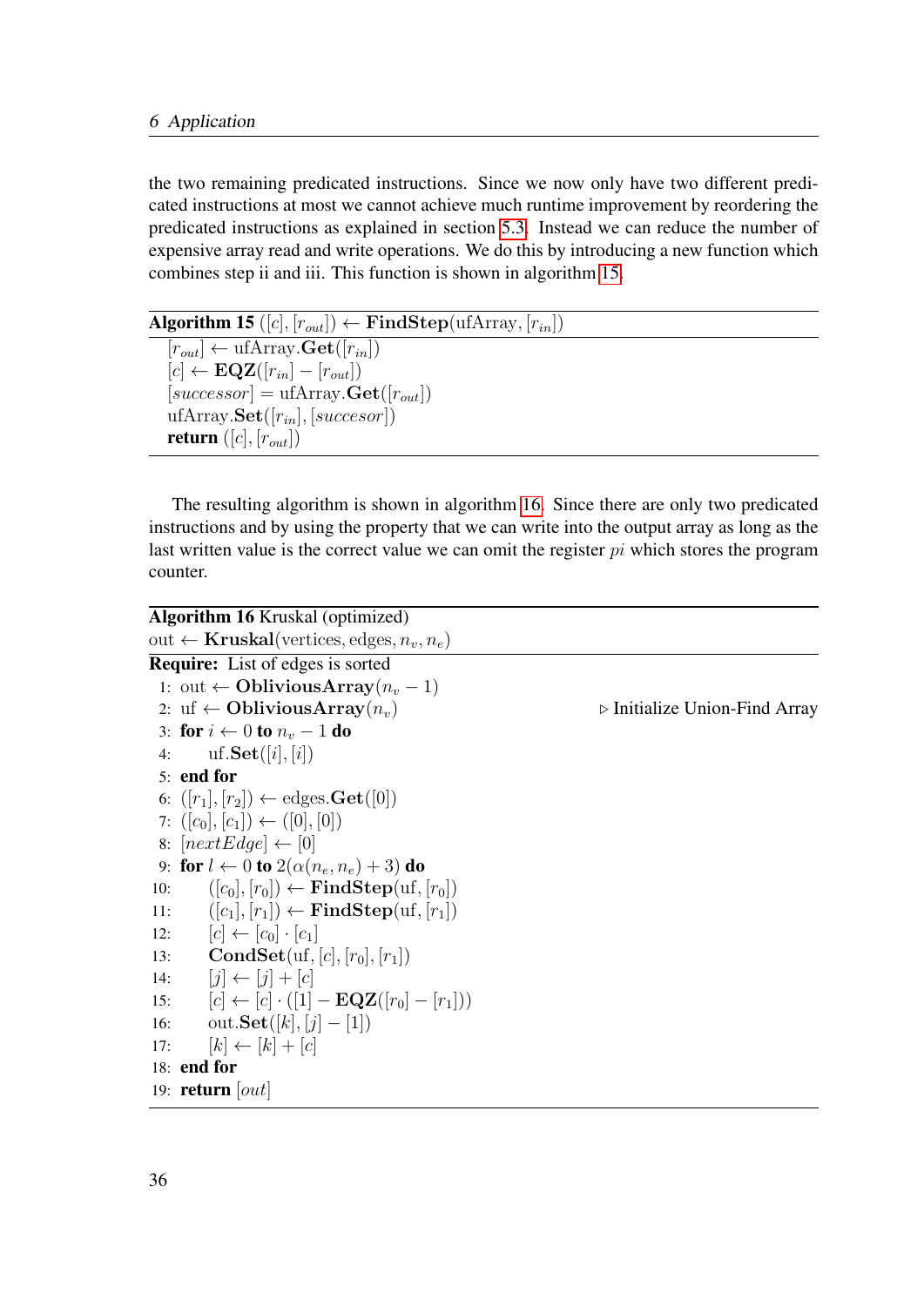the two remaining predicated instructions. Since we now only have two different predicated instructions at most we cannot achieve much runtime improvement by reordering the predicated instructions as explained in section 5.3. Instead we can reduce the number of expensive array read and write operations. We do this by introducing a new function which combines step ii and iii. This function is shown in algorithm 15.

**Algorithm 15** $([c], [r_{out}]) \leftarrow$ **FindStep**(ufArray, $[r_{in}]$)

```
[r_out] ← ufArray.Get([r_in])
[c] ← EQZ([r_in] − [r_out])
[successor] = ufArray.Get([r_out])
ufArray.Set([r_in], [succesor])
return ([c], [r_out])
```

The resulting algorithm is shown in algorithm 16. Since there are only two predicated instructions and by using the property that we can write into the output array as long as the last written value is the correct value we can omit the register $pi$ which stores the program counter.

**Algorithm 16** Kruskal (optimized)

out $\leftarrow$ **Kruskal**(vertices, edges, $n_v$, $n_e$)

**Require:** List of edges is sorted

```
 1: out ← ObliviousArray(n_v − 1)
 2: uf ← ObliviousArray(n_v)                      ▷ Initialize Union-Find Array
 3: for i ← 0 to n_v − 1 do
 4:     uf.Set([i], [i])
 5: end for
 6: ([r_1], [r_2]) ← edges.Get([0])
 7: ([c_0], [c_1]) ← ([0], [0])
 8: [nextEdge] ← [0]
 9: for l ← 0 to 2(α(n_e, n_e) + 3) do
10:     ([c_0], [r_0]) ← FindStep(uf, [r_0])
11:     ([c_1], [r_1]) ← FindStep(uf, [r_1])
12:     [c] ← [c_0] · [c_1]
13:     CondSet(uf, [c], [r_0], [r_1])
14:     [j] ← [j] + [c]
15:     [c] ← [c] · ([1] − EQZ([r_0] − [r_1]))
16:     out.Set([k], [j] − [1])
17:     [k] ← [k] + [c]
18: end for
19: return [out]
```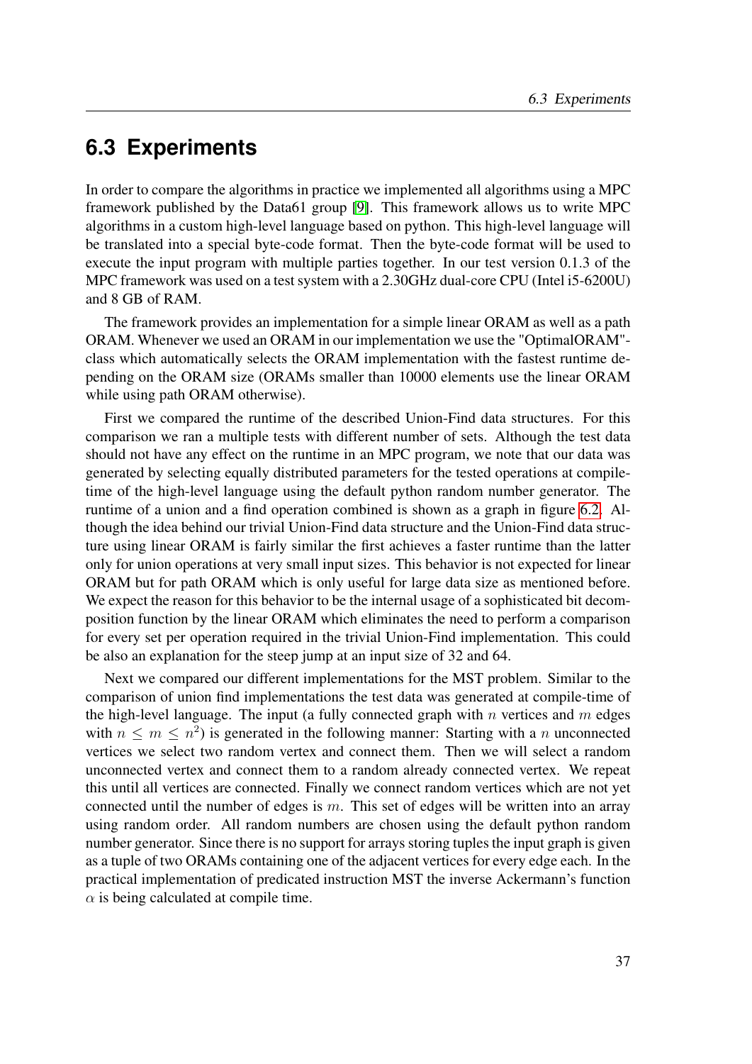## 6.3 Experiments

In order to compare the algorithms in practice we implemented all algorithms using a MPC framework published by the Data61 group [9]. This framework allows us to write MPC algorithms in a custom high-level language based on python. This high-level language will be translated into a special byte-code format. Then the byte-code format will be used to execute the input program with multiple parties together. In our test version 0.1.3 of the MPC framework was used on a test system with a 2.30GHz dual-core CPU (Intel i5-6200U) and 8 GB of RAM.

The framework provides an implementation for a simple linear ORAM as well as a path ORAM. Whenever we used an ORAM in our implementation we use the "OptimalORAM"-class which automatically selects the ORAM implementation with the fastest runtime depending on the ORAM size (ORAMs smaller than 10000 elements use the linear ORAM while using path ORAM otherwise).

First we compared the runtime of the described Union-Find data structures. For this comparison we ran a multiple tests with different number of sets. Although the test data should not have any effect on the runtime in an MPC program, we note that our data was generated by selecting equally distributed parameters for the tested operations at compile-time of the high-level language using the default python random number generator. The runtime of a union and a find operation combined is shown as a graph in figure 6.2. Although the idea behind our trivial Union-Find data structure and the Union-Find data structure using linear ORAM is fairly similar the first achieves a faster runtime than the latter only for union operations at very small input sizes. This behavior is not expected for linear ORAM but for path ORAM which is only useful for large data size as mentioned before. We expect the reason for this behavior to be the internal usage of a sophisticated bit decomposition function by the linear ORAM which eliminates the need to perform a comparison for every set per operation required in the trivial Union-Find implementation. This could be also an explanation for the steep jump at an input size of 32 and 64.

Next we compared our different implementations for the MST problem. Similar to the comparison of union find implementations the test data was generated at compile-time of the high-level language. The input (a fully connected graph with $n$ vertices and $m$ edges with $n \leq m \leq n^2$) is generated in the following manner: Starting with a $n$ unconnected vertices we select two random vertex and connect them. Then we will select a random unconnected vertex and connect them to a random already connected vertex. We repeat this until all vertices are connected. Finally we connect random vertices which are not yet connected until the number of edges is $m$. This set of edges will be written into an array using random order. All random numbers are chosen using the default python random number generator. Since there is no support for arrays storing tuples the input graph is given as a tuple of two ORAMs containing one of the adjacent vertices for every edge each. In the practical implementation of predicated instruction MST the inverse Ackermann's function $\alpha$ is being calculated at compile time.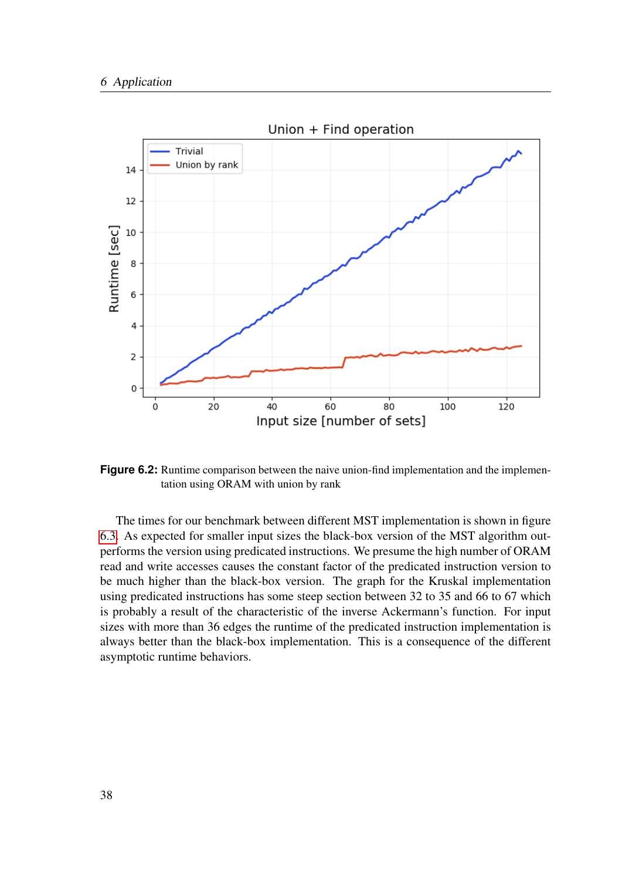**Figure 6.2:** Runtime comparison between the naive union-find implementation and the implementation using ORAM with union by rank

The times for our benchmark between different MST implementation is shown in figure 6.3. As expected for smaller input sizes the black-box version of the MST algorithm outperforms the version using predicated instructions. We presume the high number of ORAM read and write accesses causes the constant factor of the predicated instruction version to be much higher than the black-box version. The graph for the Kruskal implementation using predicated instructions has some steep section between 32 to 35 and 66 to 67 which is probably a result of the characteristic of the inverse Ackermann's function. For input sizes with more than 36 edges the runtime of the predicated instruction implementation is always better than the black-box implementation. This is a consequence of the different asymptotic runtime behaviors.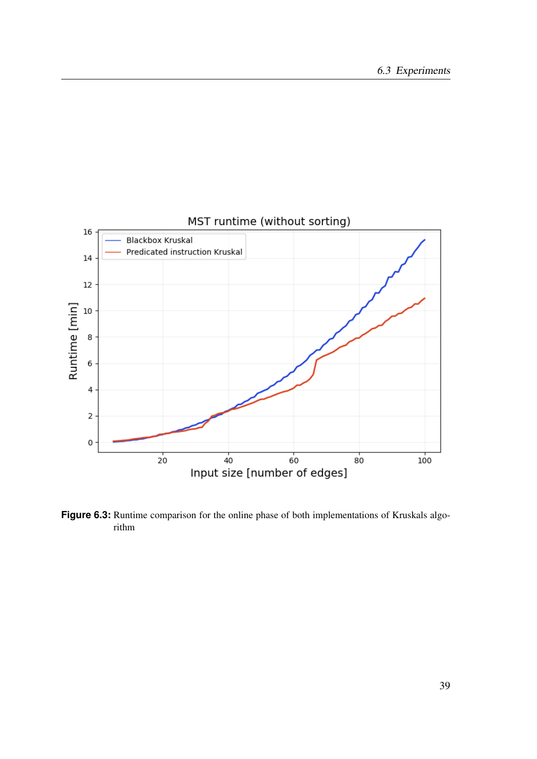**Figure 6.3:** Runtime comparison for the online phase of both implementations of Kruskals algorithm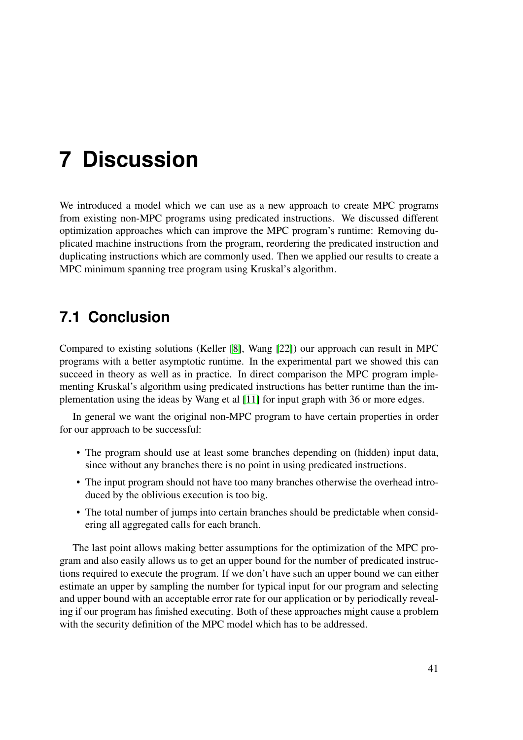# 7 Discussion

We introduced a model which we can use as a new approach to create MPC programs from existing non-MPC programs using predicated instructions. We discussed different optimization approaches which can improve the MPC program's runtime: Removing duplicated machine instructions from the program, reordering the predicated instruction and duplicating instructions which are commonly used. Then we applied our results to create a MPC minimum spanning tree program using Kruskal's algorithm.

## 7.1 Conclusion

Compared to existing solutions (Keller [8], Wang [22]) our approach can result in MPC programs with a better asymptotic runtime. In the experimental part we showed this can succeed in theory as well as in practice. In direct comparison the MPC program implementing Kruskal's algorithm using predicated instructions has better runtime than the implementation using the ideas by Wang et al [11] for input graph with 36 or more edges.

In general we want the original non-MPC program to have certain properties in order for our approach to be successful:

- The program should use at least some branches depending on (hidden) input data, since without any branches there is no point in using predicated instructions.
- The input program should not have too many branches otherwise the overhead introduced by the oblivious execution is too big.
- The total number of jumps into certain branches should be predictable when considering all aggregated calls for each branch.

The last point allows making better assumptions for the optimization of the MPC program and also easily allows us to get an upper bound for the number of predicated instructions required to execute the program. If we don't have such an upper bound we can either estimate an upper by sampling the number for typical input for our program and selecting and upper bound with an acceptable error rate for our application or by periodically revealing if our program has finished executing. Both of these approaches might cause a problem with the security definition of the MPC model which has to be addressed.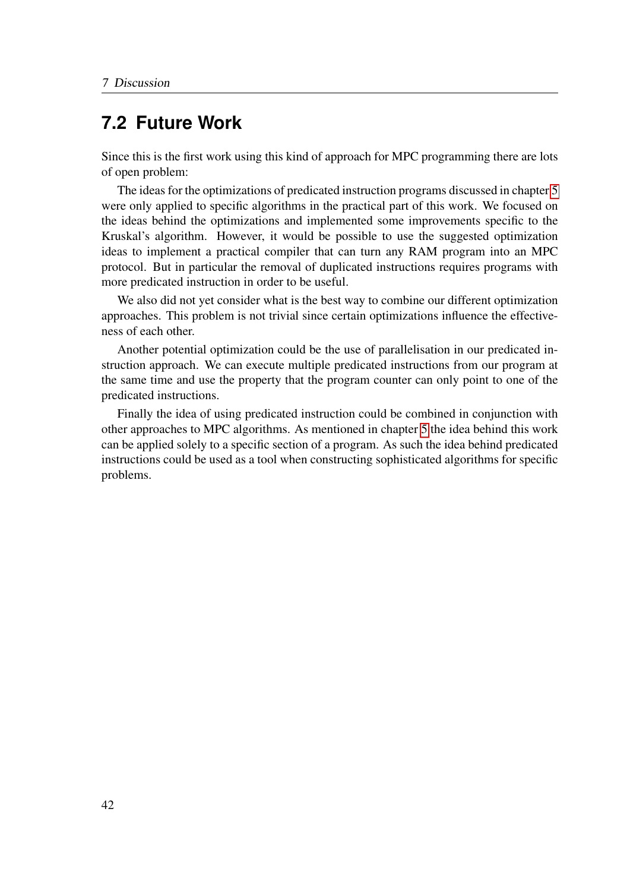## 7.2 Future Work

Since this is the first work using this kind of approach for MPC programming there are lots of open problem:

The ideas for the optimizations of predicated instruction programs discussed in chapter 5 were only applied to specific algorithms in the practical part of this work. We focused on the ideas behind the optimizations and implemented some improvements specific to the Kruskal's algorithm. However, it would be possible to use the suggested optimization ideas to implement a practical compiler that can turn any RAM program into an MPC protocol. But in particular the removal of duplicated instructions requires programs with more predicated instruction in order to be useful.

We also did not yet consider what is the best way to combine our different optimization approaches. This problem is not trivial since certain optimizations influence the effectiveness of each other.

Another potential optimization could be the use of parallelisation in our predicated instruction approach. We can execute multiple predicated instructions from our program at the same time and use the property that the program counter can only point to one of the predicated instructions.

Finally the idea of using predicated instruction could be combined in conjunction with other approaches to MPC algorithms. As mentioned in chapter 5 the idea behind this work can be applied solely to a specific section of a program. As such the idea behind predicated instructions could be used as a tool when constructing sophisticated algorithms for specific problems.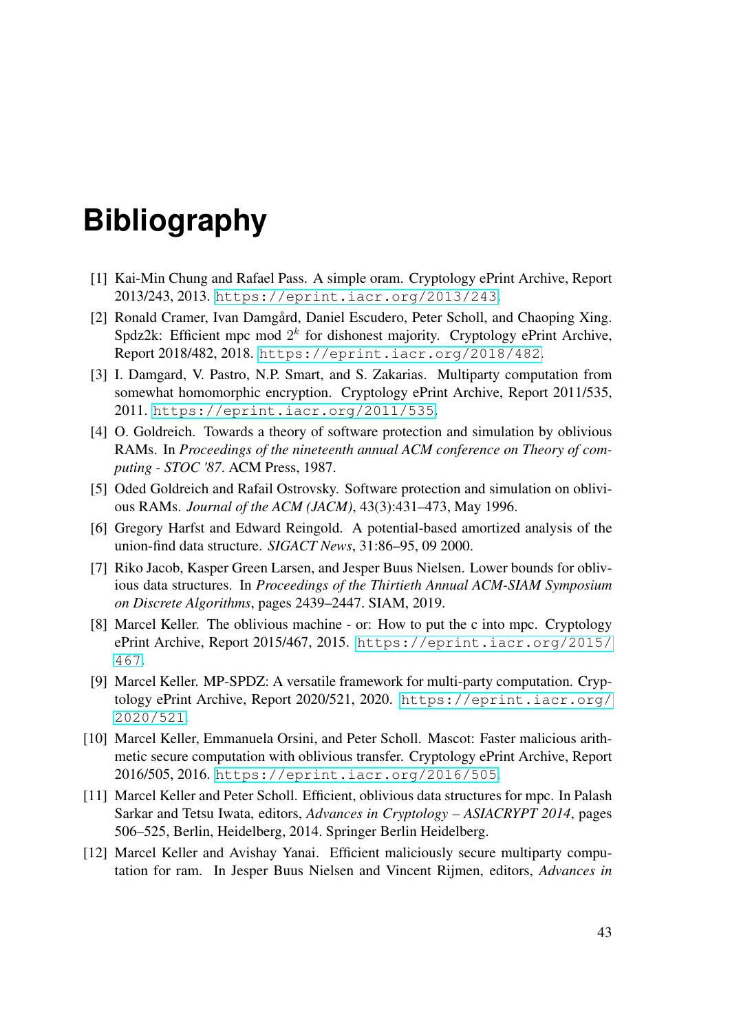# Bibliography

[1] Kai-Min Chung and Rafael Pass. A simple oram. Cryptology ePrint Archive, Report 2013/243, 2013. https://eprint.iacr.org/2013/243.

[2] Ronald Cramer, Ivan Damgård, Daniel Escudero, Peter Scholl, and Chaoping Xing. Spdz2k: Efficient mpc mod $2^k$ for dishonest majority. Cryptology ePrint Archive, Report 2018/482, 2018. https://eprint.iacr.org/2018/482.

[3] I. Damgard, V. Pastro, N.P. Smart, and S. Zakarias. Multiparty computation from somewhat homomorphic encryption. Cryptology ePrint Archive, Report 2011/535, 2011. https://eprint.iacr.org/2011/535.

[4] O. Goldreich. Towards a theory of software protection and simulation by oblivious RAMs. In *Proceedings of the nineteenth annual ACM conference on Theory of computing - STOC '87*. ACM Press, 1987.

[5] Oded Goldreich and Rafail Ostrovsky. Software protection and simulation on oblivious RAMs. *Journal of the ACM (JACM)*, 43(3):431–473, May 1996.

[6] Gregory Harfst and Edward Reingold. A potential-based amortized analysis of the union-find data structure. *SIGACT News*, 31:86–95, 09 2000.

[7] Riko Jacob, Kasper Green Larsen, and Jesper Buus Nielsen. Lower bounds for oblivious data structures. In *Proceedings of the Thirtieth Annual ACM-SIAM Symposium on Discrete Algorithms*, pages 2439–2447. SIAM, 2019.

[8] Marcel Keller. The oblivious machine - or: How to put the c into mpc. Cryptology ePrint Archive, Report 2015/467, 2015. https://eprint.iacr.org/2015/467.

[9] Marcel Keller. MP-SPDZ: A versatile framework for multi-party computation. Cryptology ePrint Archive, Report 2020/521, 2020. https://eprint.iacr.org/2020/521.

[10] Marcel Keller, Emmanuela Orsini, and Peter Scholl. Mascot: Faster malicious arithmetic secure computation with oblivious transfer. Cryptology ePrint Archive, Report 2016/505, 2016. https://eprint.iacr.org/2016/505.

[11] Marcel Keller and Peter Scholl. Efficient, oblivious data structures for mpc. In Palash Sarkar and Tetsu Iwata, editors, *Advances in Cryptology – ASIACRYPT 2014*, pages 506–525, Berlin, Heidelberg, 2014. Springer Berlin Heidelberg.

[12] Marcel Keller and Avishay Yanai. Efficient maliciously secure multiparty computation for ram. In Jesper Buus Nielsen and Vincent Rijmen, editors, *Advances in*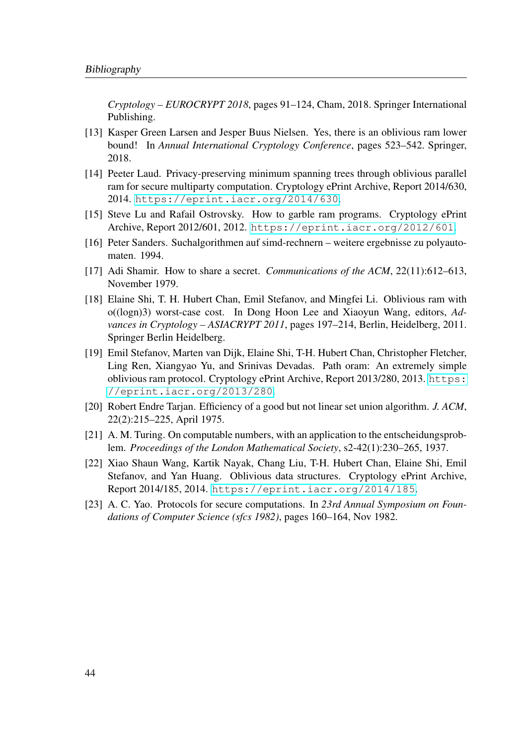*Cryptology – EUROCRYPT 2018*, pages 91–124, Cham, 2018. Springer International Publishing.

[13] Kasper Green Larsen and Jesper Buus Nielsen. Yes, there is an oblivious ram lower bound! In *Annual International Cryptology Conference*, pages 523–542. Springer, 2018.

[14] Peeter Laud. Privacy-preserving minimum spanning trees through oblivious parallel ram for secure multiparty computation. Cryptology ePrint Archive, Report 2014/630, 2014. https://eprint.iacr.org/2014/630.

[15] Steve Lu and Rafail Ostrovsky. How to garble ram programs. Cryptology ePrint Archive, Report 2012/601, 2012. https://eprint.iacr.org/2012/601.

[16] Peter Sanders. Suchalgorithmen auf simd-rechnern – weitere ergebnisse zu polyautomaten. 1994.

[17] Adi Shamir. How to share a secret. *Communications of the ACM*, 22(11):612–613, November 1979.

[18] Elaine Shi, T. H. Hubert Chan, Emil Stefanov, and Mingfei Li. Oblivious ram with o((logn)3) worst-case cost. In Dong Hoon Lee and Xiaoyun Wang, editors, *Advances in Cryptology – ASIACRYPT 2011*, pages 197–214, Berlin, Heidelberg, 2011. Springer Berlin Heidelberg.

[19] Emil Stefanov, Marten van Dijk, Elaine Shi, T-H. Hubert Chan, Christopher Fletcher, Ling Ren, Xiangyao Yu, and Srinivas Devadas. Path oram: An extremely simple oblivious ram protocol. Cryptology ePrint Archive, Report 2013/280, 2013. https://eprint.iacr.org/2013/280.

[20] Robert Endre Tarjan. Efficiency of a good but not linear set union algorithm. *J. ACM*, 22(2):215–225, April 1975.

[21] A. M. Turing. On computable numbers, with an application to the entscheidungsproblem. *Proceedings of the London Mathematical Society*, s2-42(1):230–265, 1937.

[22] Xiao Shaun Wang, Kartik Nayak, Chang Liu, T-H. Hubert Chan, Elaine Shi, Emil Stefanov, and Yan Huang. Oblivious data structures. Cryptology ePrint Archive, Report 2014/185, 2014. https://eprint.iacr.org/2014/185.

[23] A. C. Yao. Protocols for secure computations. In *23rd Annual Symposium on Foundations of Computer Science (sfcs 1982)*, pages 160–164, Nov 1982.